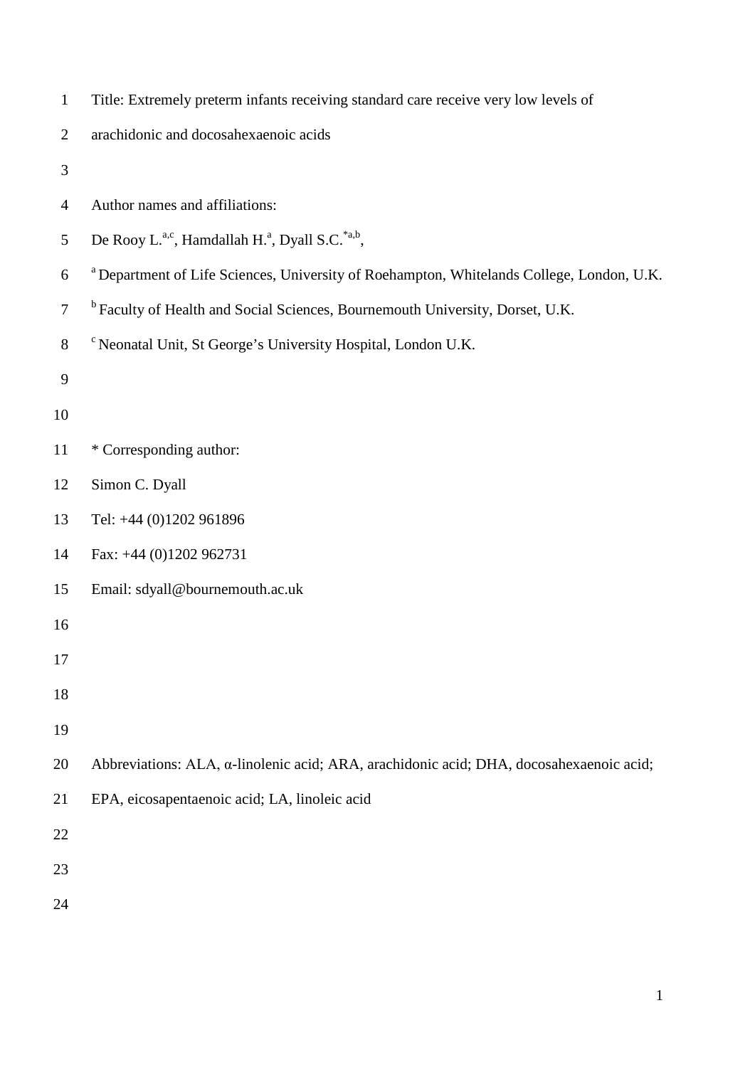Title: Extremely preterm infants receiving standard care receive very low levels of arachidonic and docosahexaenoic acids

Author names and affiliations:

De Rooy L.[a,c], Hamdallah H.[a], Dyall S.C.[*a,b],

[a] Department of Life Sciences, University of Roehampton, Whitelands College, London, U.K.

[b] Faculty of Health and Social Sciences, Bournemouth University, Dorset, U.K.

[c] Neonatal Unit, St George's University Hospital, London U.K.

\* Corresponding author:

Simon C. Dyall

Tel: +44 (0)1202 961896

Fax: +44 (0)1202 962731

Email: sdyall@bournemouth.ac.uk

Abbreviations: ALA, α-linolenic acid; ARA, arachidonic acid; DHA, docosahexaenoic acid; EPA, eicosapentaenoic acid; LA, linoleic acid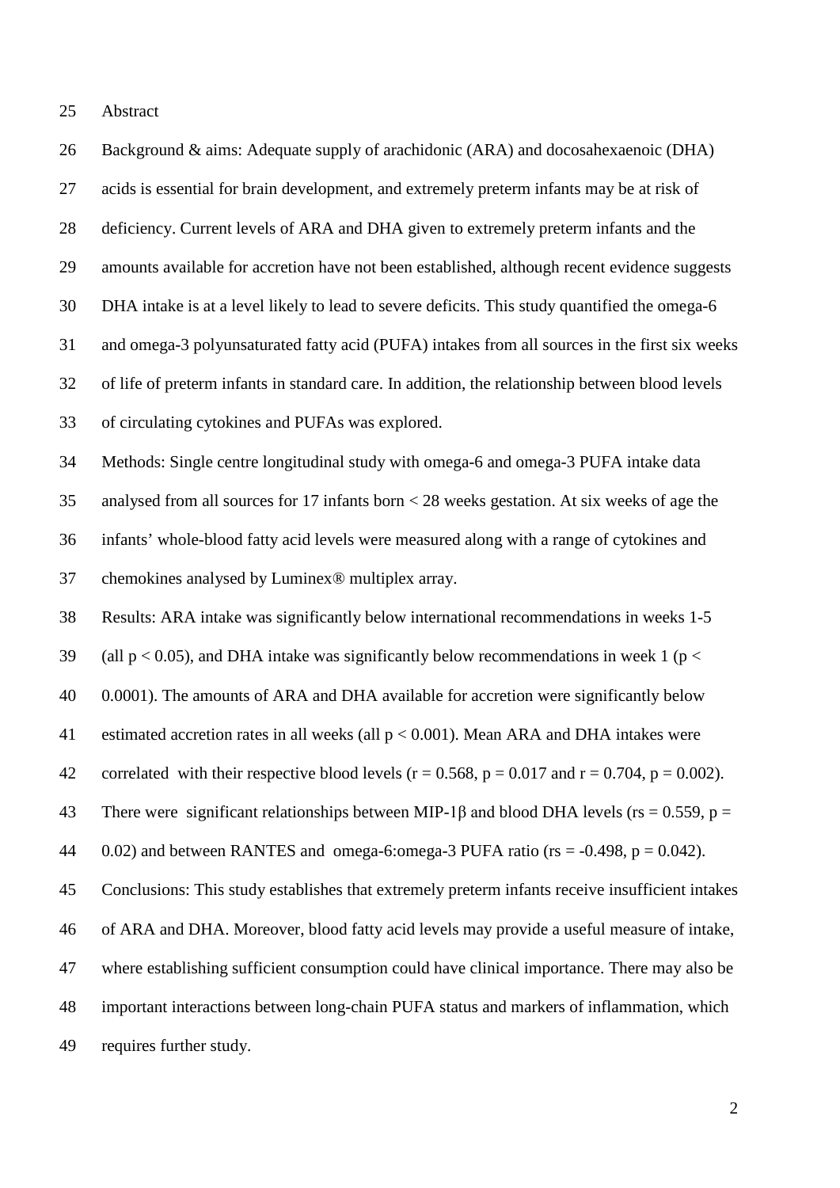## Abstract

Background & aims: Adequate supply of arachidonic (ARA) and docosahexaenoic (DHA) acids is essential for brain development, and extremely preterm infants may be at risk of deficiency. Current levels of ARA and DHA given to extremely preterm infants and the amounts available for accretion have not been established, although recent evidence suggests DHA intake is at a level likely to lead to severe deficits. This study quantified the omega-6 and omega-3 polyunsaturated fatty acid (PUFA) intakes from all sources in the first six weeks of life of preterm infants in standard care. In addition, the relationship between blood levels of circulating cytokines and PUFAs was explored.

Methods: Single centre longitudinal study with omega-6 and omega-3 PUFA intake data analysed from all sources for 17 infants born < 28 weeks gestation. At six weeks of age the infants' whole-blood fatty acid levels were measured along with a range of cytokines and chemokines analysed by Luminex® multiplex array.

Results: ARA intake was significantly below international recommendations in weeks 1-5 (all $p < 0.05$), and DHA intake was significantly below recommendations in week 1 ($p < 0.0001$). The amounts of ARA and DHA available for accretion were significantly below estimated accretion rates in all weeks (all $p < 0.001$). Mean ARA and DHA intakes were correlated with their respective blood levels ($r = 0.568$, $p = 0.017$ and $r = 0.704$, $p = 0.002$). There were significant relationships between MIP-1β and blood DHA levels ($rs = 0.559$, $p = 0.02$) and between RANTES and omega-6:omega-3 PUFA ratio ($rs = -0.498$, $p = 0.042$).

Conclusions: This study establishes that extremely preterm infants receive insufficient intakes of ARA and DHA. Moreover, blood fatty acid levels may provide a useful measure of intake, where establishing sufficient consumption could have clinical importance. There may also be important interactions between long-chain PUFA status and markers of inflammation, which requires further study.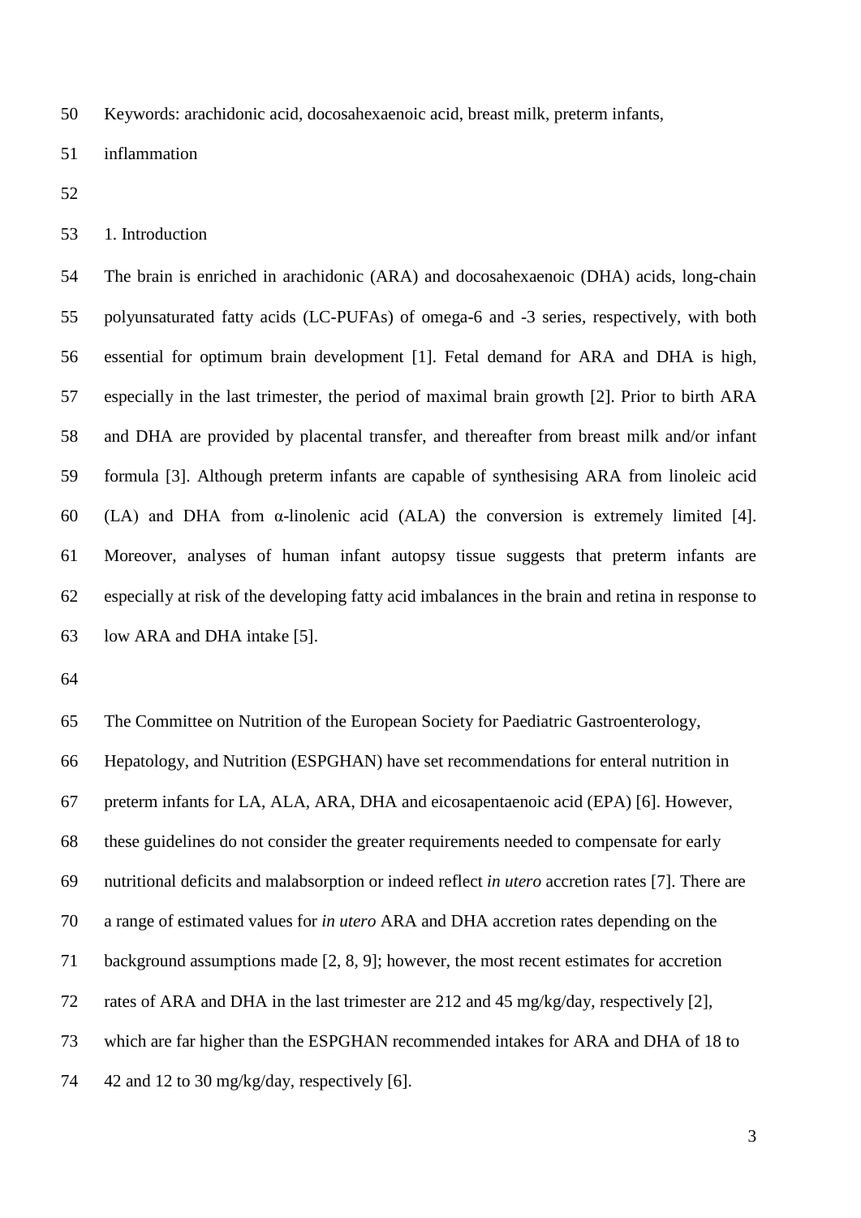Keywords: arachidonic acid, docosahexaenoic acid, breast milk, preterm infants, inflammation

## 1. Introduction

The brain is enriched in arachidonic (ARA) and docosahexaenoic (DHA) acids, long-chain polyunsaturated fatty acids (LC-PUFAs) of omega-6 and -3 series, respectively, with both essential for optimum brain development [1]. Fetal demand for ARA and DHA is high, especially in the last trimester, the period of maximal brain growth [2]. Prior to birth ARA and DHA are provided by placental transfer, and thereafter from breast milk and/or infant formula [3]. Although preterm infants are capable of synthesising ARA from linoleic acid (LA) and DHA from α-linolenic acid (ALA) the conversion is extremely limited [4]. Moreover, analyses of human infant autopsy tissue suggests that preterm infants are especially at risk of the developing fatty acid imbalances in the brain and retina in response to low ARA and DHA intake [5].

The Committee on Nutrition of the European Society for Paediatric Gastroenterology, Hepatology, and Nutrition (ESPGHAN) have set recommendations for enteral nutrition in preterm infants for LA, ALA, ARA, DHA and eicosapentaenoic acid (EPA) [6]. However, these guidelines do not consider the greater requirements needed to compensate for early nutritional deficits and malabsorption or indeed reflect *in utero* accretion rates [7]. There are a range of estimated values for *in utero* ARA and DHA accretion rates depending on the background assumptions made [2, 8, 9]; however, the most recent estimates for accretion rates of ARA and DHA in the last trimester are 212 and 45 mg/kg/day, respectively [2], which are far higher than the ESPGHAN recommended intakes for ARA and DHA of 18 to 42 and 12 to 30 mg/kg/day, respectively [6].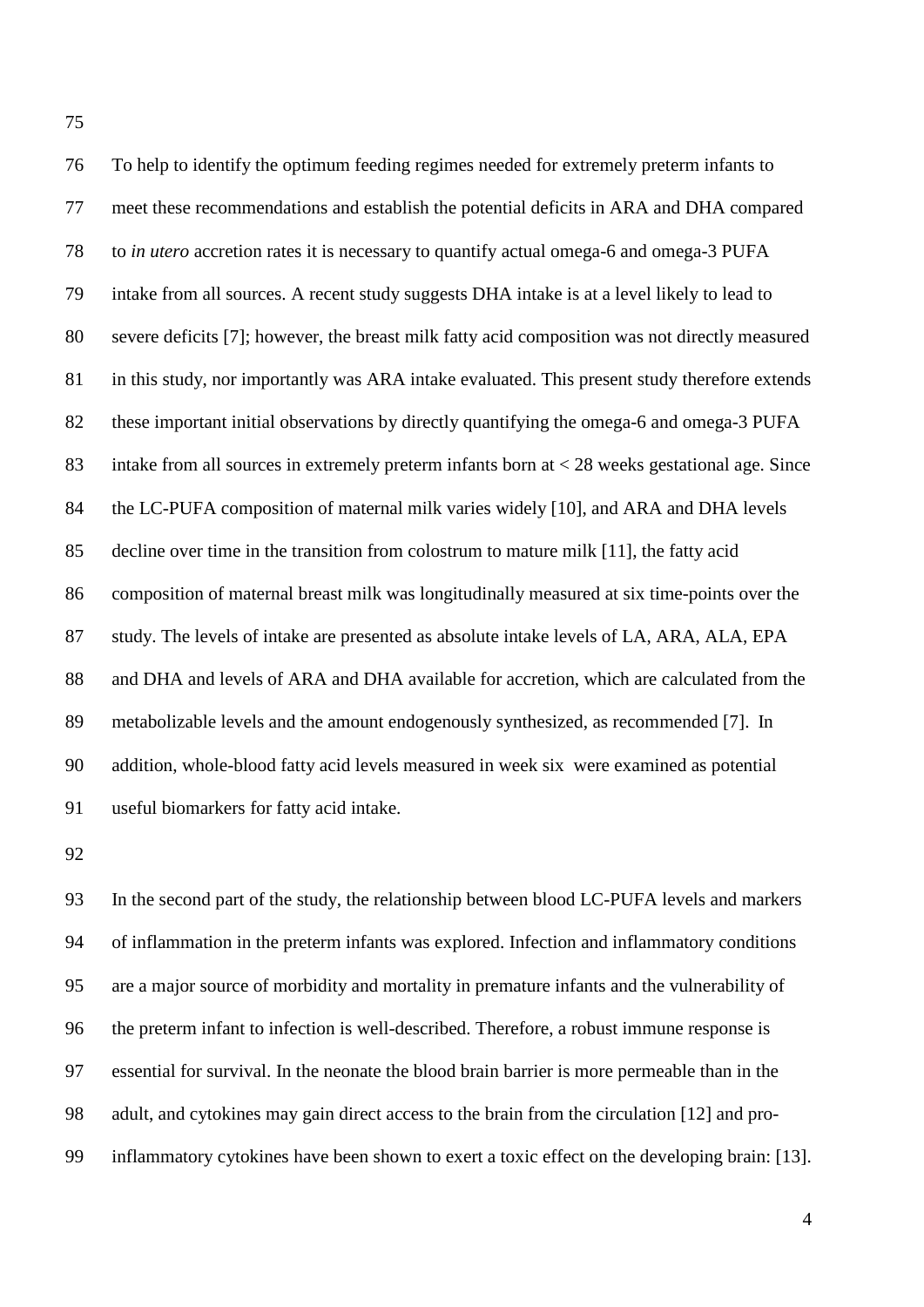To help to identify the optimum feeding regimes needed for extremely preterm infants to meet these recommendations and establish the potential deficits in ARA and DHA compared to *in utero* accretion rates it is necessary to quantify actual omega-6 and omega-3 PUFA intake from all sources. A recent study suggests DHA intake is at a level likely to lead to severe deficits [7]; however, the breast milk fatty acid composition was not directly measured in this study, nor importantly was ARA intake evaluated. This present study therefore extends these important initial observations by directly quantifying the omega-6 and omega-3 PUFA intake from all sources in extremely preterm infants born at < 28 weeks gestational age. Since the LC-PUFA composition of maternal milk varies widely [10], and ARA and DHA levels decline over time in the transition from colostrum to mature milk [11], the fatty acid composition of maternal breast milk was longitudinally measured at six time-points over the study. The levels of intake are presented as absolute intake levels of LA, ARA, ALA, EPA and DHA and levels of ARA and DHA available for accretion, which are calculated from the metabolizable levels and the amount endogenously synthesized, as recommended [7]. In addition, whole-blood fatty acid levels measured in week six were examined as potential useful biomarkers for fatty acid intake.

In the second part of the study, the relationship between blood LC-PUFA levels and markers of inflammation in the preterm infants was explored. Infection and inflammatory conditions are a major source of morbidity and mortality in premature infants and the vulnerability of the preterm infant to infection is well-described. Therefore, a robust immune response is essential for survival. In the neonate the blood brain barrier is more permeable than in the adult, and cytokines may gain direct access to the brain from the circulation [12] and pro-inflammatory cytokines have been shown to exert a toxic effect on the developing brain: [13].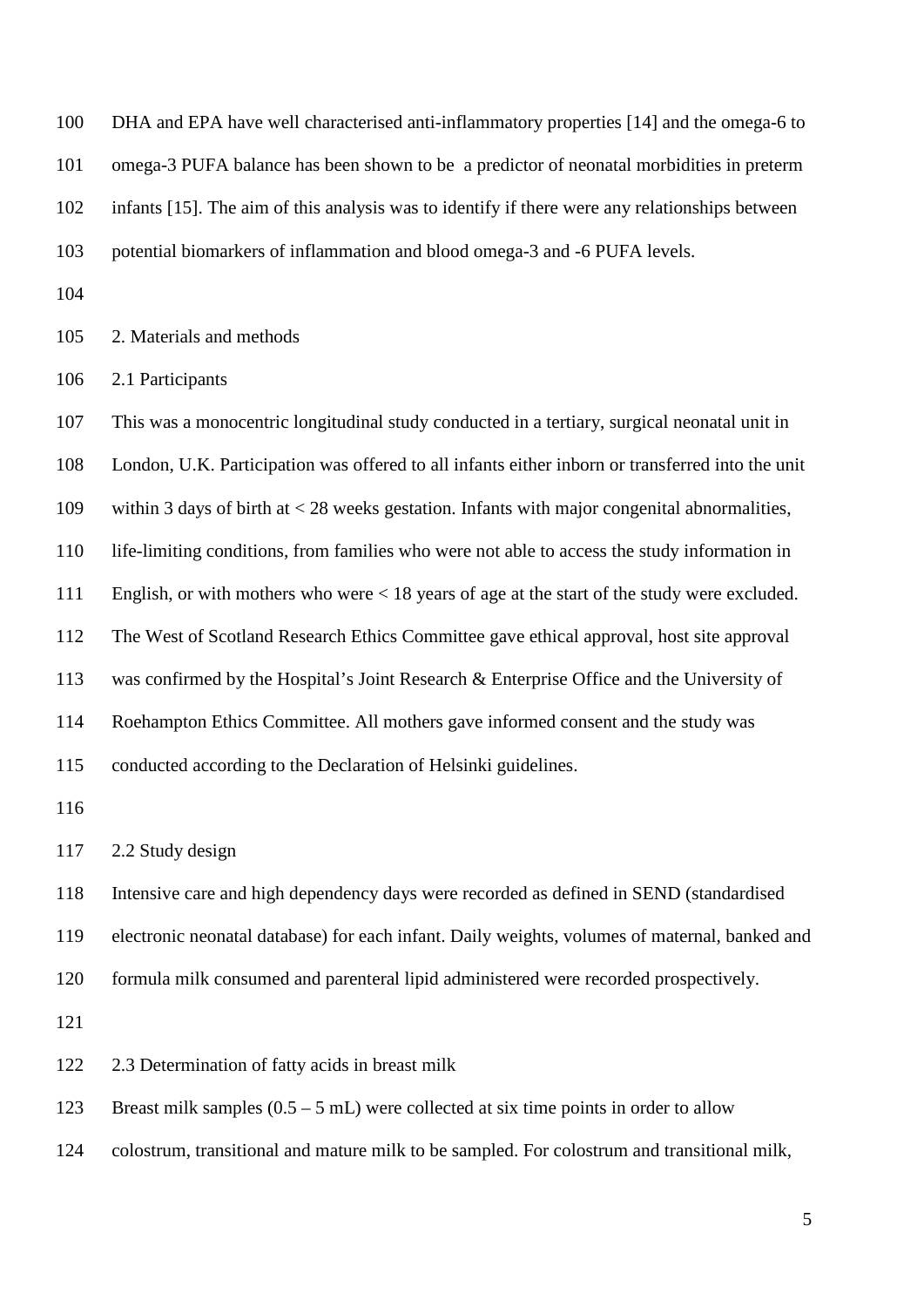DHA and EPA have well characterised anti-inflammatory properties [14] and the omega-6 to omega-3 PUFA balance has been shown to be a predictor of neonatal morbidities in preterm infants [15]. The aim of this analysis was to identify if there were any relationships between potential biomarkers of inflammation and blood omega-3 and -6 PUFA levels.

## 2. Materials and methods

### 2.1 Participants

This was a monocentric longitudinal study conducted in a tertiary, surgical neonatal unit in London, U.K. Participation was offered to all infants either inborn or transferred into the unit within 3 days of birth at < 28 weeks gestation. Infants with major congenital abnormalities, life-limiting conditions, from families who were not able to access the study information in English, or with mothers who were < 18 years of age at the start of the study were excluded. The West of Scotland Research Ethics Committee gave ethical approval, host site approval was confirmed by the Hospital's Joint Research & Enterprise Office and the University of Roehampton Ethics Committee. All mothers gave informed consent and the study was conducted according to the Declaration of Helsinki guidelines.

### 2.2 Study design

Intensive care and high dependency days were recorded as defined in SEND (standardised electronic neonatal database) for each infant. Daily weights, volumes of maternal, banked and formula milk consumed and parenteral lipid administered were recorded prospectively.

### 2.3 Determination of fatty acids in breast milk

Breast milk samples (0.5 – 5 mL) were collected at six time points in order to allow colostrum, transitional and mature milk to be sampled. For colostrum and transitional milk,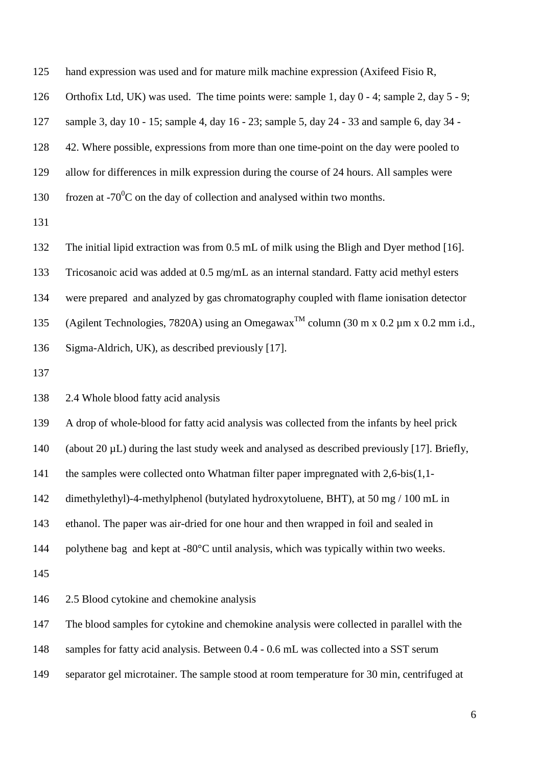hand expression was used and for mature milk machine expression (Axifeed Fisio R, Orthofix Ltd, UK) was used. The time points were: sample 1, day 0 - 4; sample 2, day 5 - 9; sample 3, day 10 - 15; sample 4, day 16 - 23; sample 5, day 24 - 33 and sample 6, day 34 - 42. Where possible, expressions from more than one time-point on the day were pooled to allow for differences in milk expression during the course of 24 hours. All samples were frozen at -70$^0$C on the day of collection and analysed within two months.

The initial lipid extraction was from 0.5 mL of milk using the Bligh and Dyer method [16]. Tricosanoic acid was added at 0.5 mg/mL as an internal standard. Fatty acid methyl esters were prepared and analyzed by gas chromatography coupled with flame ionisation detector (Agilent Technologies, 7820A) using an Omegawax™ column (30 m x 0.2 µm x 0.2 mm i.d., Sigma-Aldrich, UK), as described previously [17].

### 2.4 Whole blood fatty acid analysis

A drop of whole-blood for fatty acid analysis was collected from the infants by heel prick (about 20 µL) during the last study week and analysed as described previously [17]. Briefly, the samples were collected onto Whatman filter paper impregnated with 2,6-bis(1,1-dimethylethyl)-4-methylphenol (butylated hydroxytoluene, BHT), at 50 mg / 100 mL in ethanol. The paper was air-dried for one hour and then wrapped in foil and sealed in polythene bag and kept at -80°C until analysis, which was typically within two weeks.

### 2.5 Blood cytokine and chemokine analysis

The blood samples for cytokine and chemokine analysis were collected in parallel with the samples for fatty acid analysis. Between 0.4 - 0.6 mL was collected into a SST serum separator gel microtainer. The sample stood at room temperature for 30 min, centrifuged at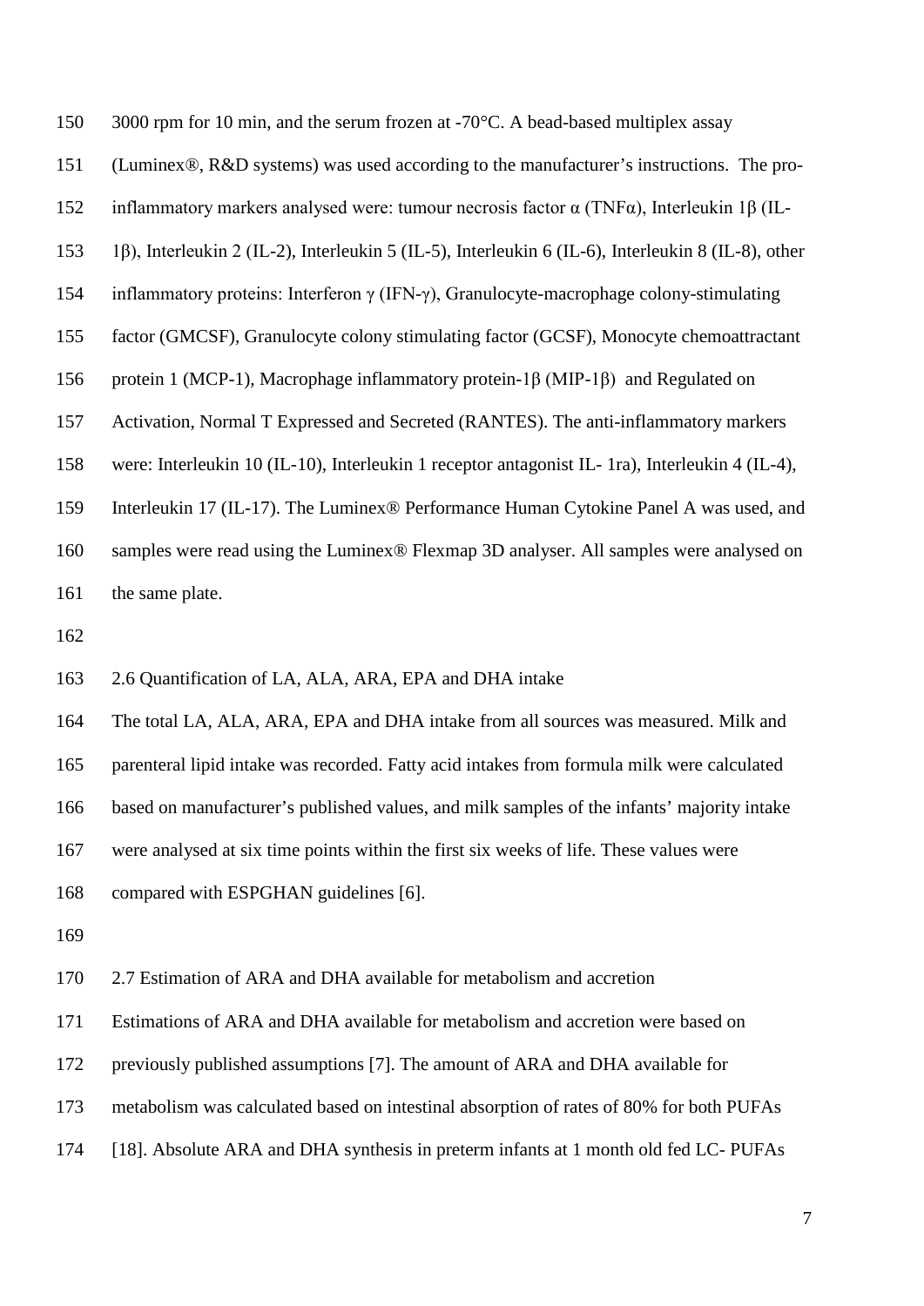3000 rpm for 10 min, and the serum frozen at -70°C. A bead-based multiplex assay (Luminex®, R&D systems) was used according to the manufacturer's instructions. The pro-inflammatory markers analysed were: tumour necrosis factor α (TNFα), Interleukin 1β (IL-1β), Interleukin 2 (IL-2), Interleukin 5 (IL-5), Interleukin 6 (IL-6), Interleukin 8 (IL-8), other inflammatory proteins: Interferon γ (IFN-γ), Granulocyte-macrophage colony-stimulating factor (GMCSF), Granulocyte colony stimulating factor (GCSF), Monocyte chemoattractant protein 1 (MCP-1), Macrophage inflammatory protein-1β (MIP-1β) and Regulated on Activation, Normal T Expressed and Secreted (RANTES). The anti-inflammatory markers were: Interleukin 10 (IL-10), Interleukin 1 receptor antagonist IL- 1ra), Interleukin 4 (IL-4), Interleukin 17 (IL-17). The Luminex® Performance Human Cytokine Panel A was used, and samples were read using the Luminex® Flexmap 3D analyser. All samples were analysed on the same plate.

## 2.6 Quantification of LA, ALA, ARA, EPA and DHA intake

The total LA, ALA, ARA, EPA and DHA intake from all sources was measured. Milk and parenteral lipid intake was recorded. Fatty acid intakes from formula milk were calculated based on manufacturer's published values, and milk samples of the infants' majority intake were analysed at six time points within the first six weeks of life. These values were compared with ESPGHAN guidelines [6].

## 2.7 Estimation of ARA and DHA available for metabolism and accretion

Estimations of ARA and DHA available for metabolism and accretion were based on previously published assumptions [7]. The amount of ARA and DHA available for metabolism was calculated based on intestinal absorption of rates of 80% for both PUFAs [18]. Absolute ARA and DHA synthesis in preterm infants at 1 month old fed LC- PUFAs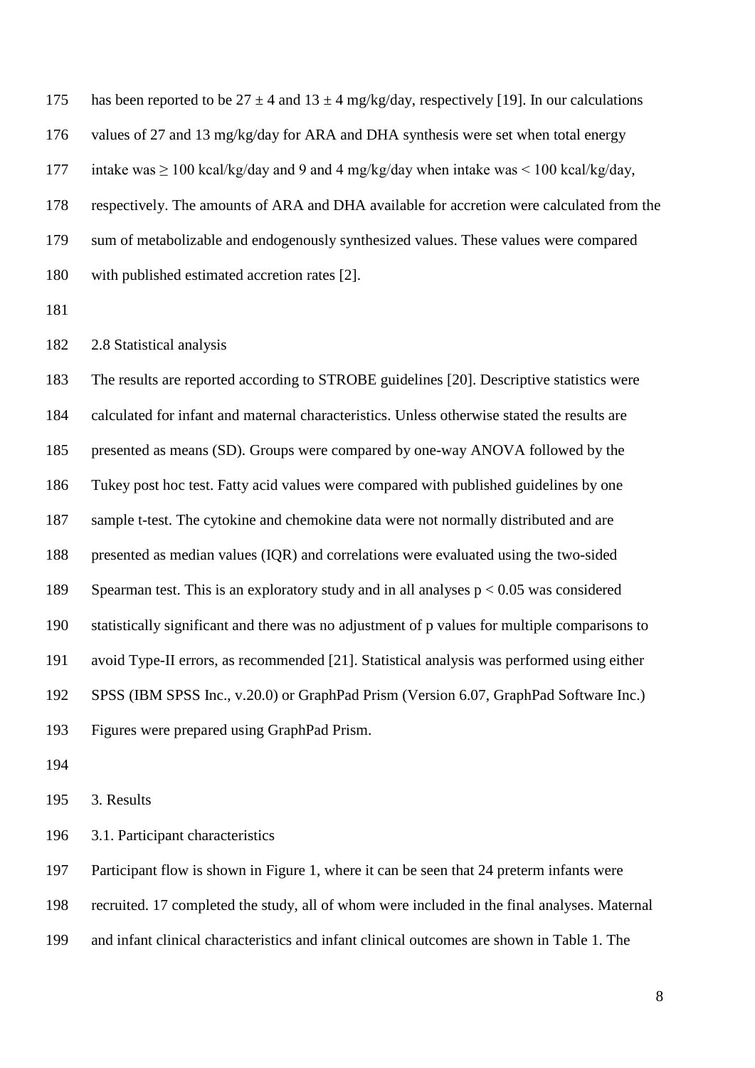has been reported to be $27 \pm 4$ and $13 \pm 4$ mg/kg/day, respectively [19]. In our calculations values of 27 and 13 mg/kg/day for ARA and DHA synthesis were set when total energy intake was $\geq 100$ kcal/kg/day and 9 and 4 mg/kg/day when intake was $< 100$ kcal/kg/day, respectively. The amounts of ARA and DHA available for accretion were calculated from the sum of metabolizable and endogenously synthesized values. These values were compared with published estimated accretion rates [2].

### 2.8 Statistical analysis

The results are reported according to STROBE guidelines [20]. Descriptive statistics were calculated for infant and maternal characteristics. Unless otherwise stated the results are presented as means (SD). Groups were compared by one-way ANOVA followed by the Tukey post hoc test. Fatty acid values were compared with published guidelines by one sample t-test. The cytokine and chemokine data were not normally distributed and are presented as median values (IQR) and correlations were evaluated using the two-sided Spearman test. This is an exploratory study and in all analyses $p < 0.05$ was considered statistically significant and there was no adjustment of p values for multiple comparisons to avoid Type-II errors, as recommended [21]. Statistical analysis was performed using either SPSS (IBM SPSS Inc., v.20.0) or GraphPad Prism (Version 6.07, GraphPad Software Inc.) Figures were prepared using GraphPad Prism.

## 3. Results

### 3.1. Participant characteristics

Participant flow is shown in Figure 1, where it can be seen that 24 preterm infants were recruited. 17 completed the study, all of whom were included in the final analyses. Maternal and infant clinical characteristics and infant clinical outcomes are shown in Table 1. The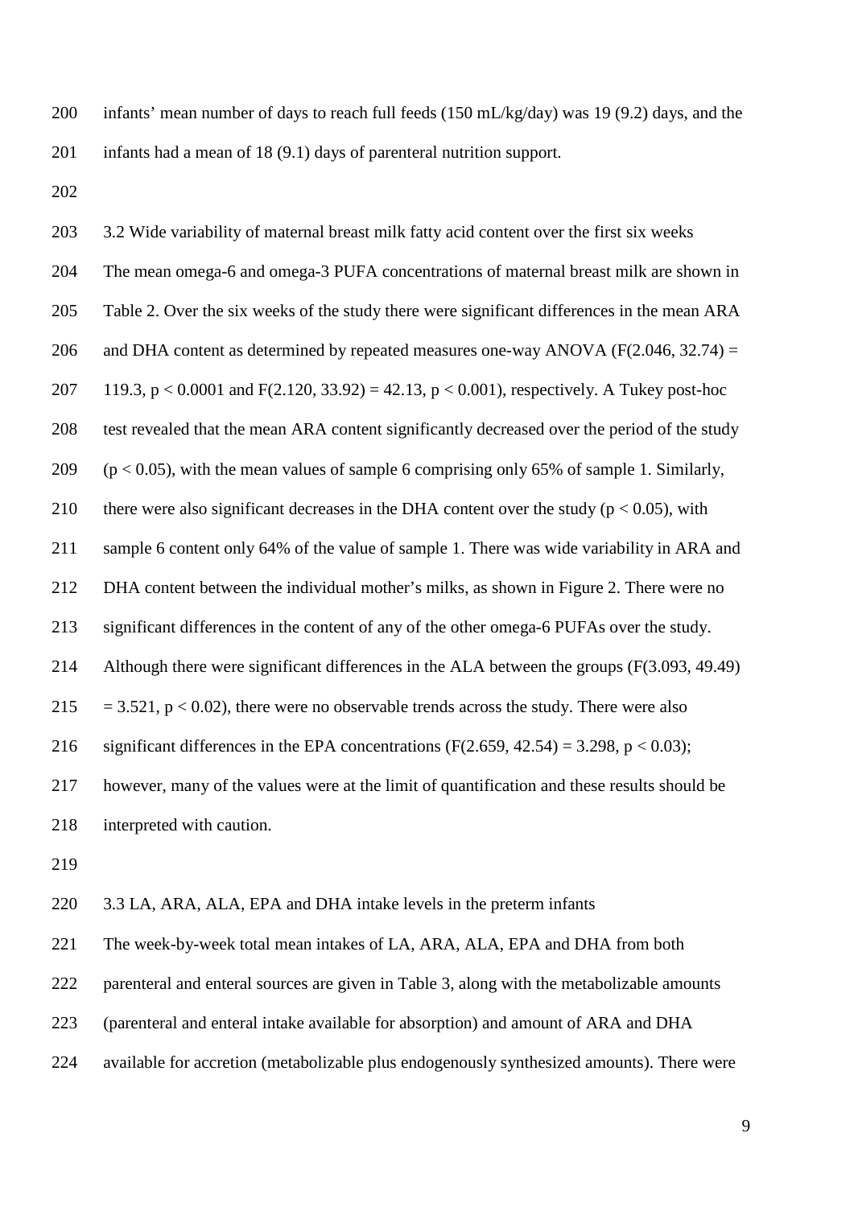infants' mean number of days to reach full feeds (150 mL/kg/day) was 19 (9.2) days, and the infants had a mean of 18 (9.1) days of parenteral nutrition support.

### 3.2 Wide variability of maternal breast milk fatty acid content over the first six weeks

The mean omega-6 and omega-3 PUFA concentrations of maternal breast milk are shown in Table 2. Over the six weeks of the study there were significant differences in the mean ARA and DHA content as determined by repeated measures one-way ANOVA ($F(2.046, 32.74) = 119.3$, $p < 0.0001$ and $F(2.120, 33.92) = 42.13$, $p < 0.001$), respectively. A Tukey post-hoc test revealed that the mean ARA content significantly decreased over the period of the study ($p < 0.05$), with the mean values of sample 6 comprising only 65% of sample 1. Similarly, there were also significant decreases in the DHA content over the study ($p < 0.05$), with sample 6 content only 64% of the value of sample 1. There was wide variability in ARA and DHA content between the individual mother's milks, as shown in Figure 2. There were no significant differences in the content of any of the other omega-6 PUFAs over the study. Although there were significant differences in the ALA between the groups ($F(3.093, 49.49) = 3.521$, $p < 0.02$), there were no observable trends across the study. There were also significant differences in the EPA concentrations ($F(2.659, 42.54) = 3.298$, $p < 0.03$); however, many of the values were at the limit of quantification and these results should be interpreted with caution.

### 3.3 LA, ARA, ALA, EPA and DHA intake levels in the preterm infants

The week-by-week total mean intakes of LA, ARA, ALA, EPA and DHA from both parenteral and enteral sources are given in Table 3, along with the metabolizable amounts (parenteral and enteral intake available for absorption) and amount of ARA and DHA available for accretion (metabolizable plus endogenously synthesized amounts). There were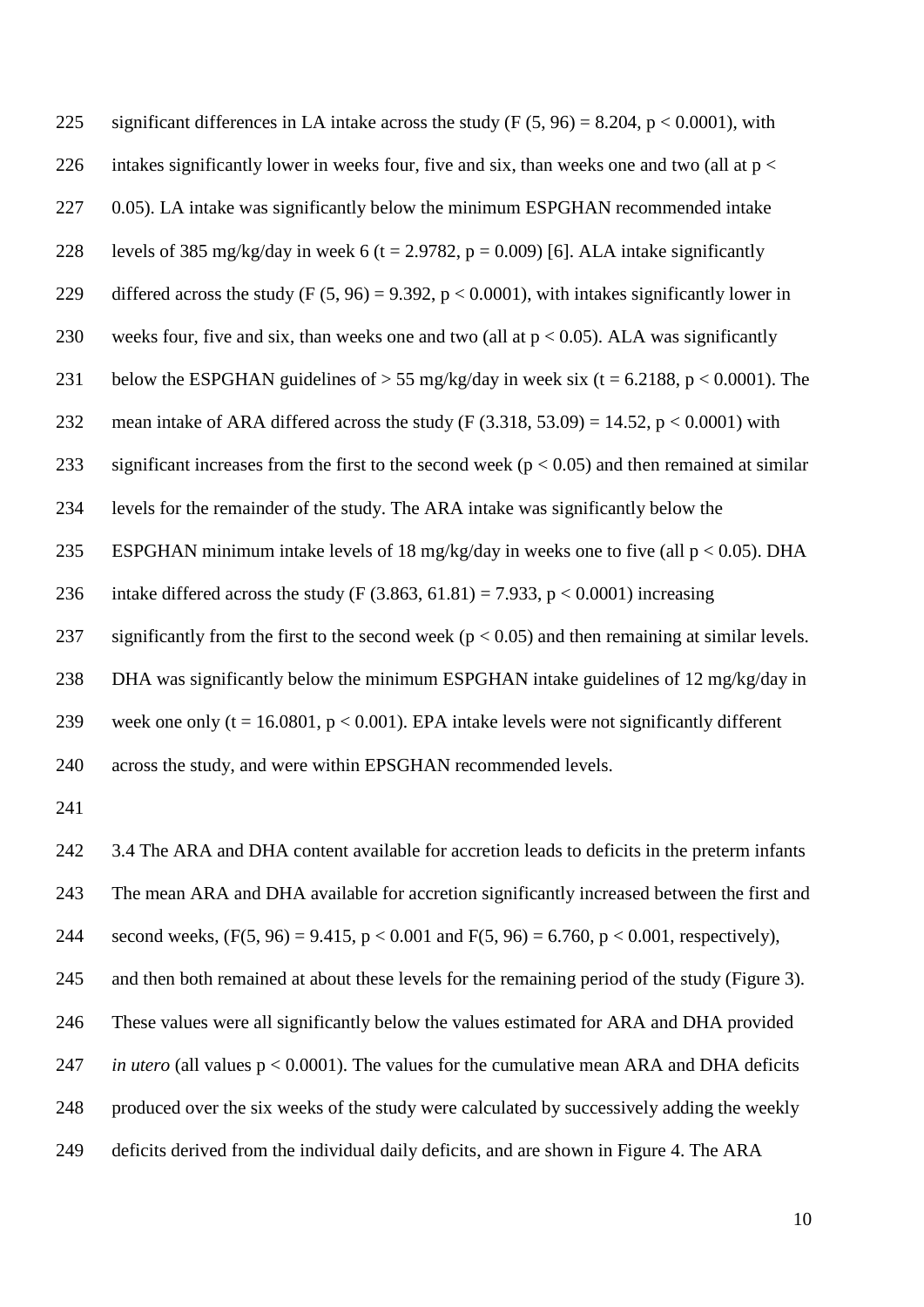significant differences in LA intake across the study ($F(5, 96) = 8.204$, $p < 0.0001$), with intakes significantly lower in weeks four, five and six, than weeks one and two (all at $p < 0.05$). LA intake was significantly below the minimum ESPGHAN recommended intake levels of 385 mg/kg/day in week 6 ($t = 2.9782$, $p = 0.009$) [6]. ALA intake significantly differed across the study ($F(5, 96) = 9.392$, $p < 0.0001$), with intakes significantly lower in weeks four, five and six, than weeks one and two (all at $p < 0.05$). ALA was significantly below the ESPGHAN guidelines of > 55 mg/kg/day in week six ($t = 6.2188$, $p < 0.0001$). The mean intake of ARA differed across the study ($F(3.318, 53.09) = 14.52$, $p < 0.0001$) with significant increases from the first to the second week ($p < 0.05$) and then remained at similar levels for the remainder of the study. The ARA intake was significantly below the ESPGHAN minimum intake levels of 18 mg/kg/day in weeks one to five (all $p < 0.05$). DHA intake differed across the study ($F(3.863, 61.81) = 7.933$, $p < 0.0001$) increasing significantly from the first to the second week ($p < 0.05$) and then remaining at similar levels. DHA was significantly below the minimum ESPGHAN intake guidelines of 12 mg/kg/day in week one only ($t = 16.0801$, $p < 0.001$). EPA intake levels were not significantly different across the study, and were within EPSGHAN recommended levels.

### 3.4 The ARA and DHA content available for accretion leads to deficits in the preterm infants

The mean ARA and DHA available for accretion significantly increased between the first and second weeks, ($F(5, 96) = 9.415$, $p < 0.001$ and $F(5, 96) = 6.760$, $p < 0.001$, respectively), and then both remained at about these levels for the remaining period of the study (Figure 3). These values were all significantly below the values estimated for ARA and DHA provided *in utero* (all values $p < 0.0001$). The values for the cumulative mean ARA and DHA deficits produced over the six weeks of the study were calculated by successively adding the weekly deficits derived from the individual daily deficits, and are shown in Figure 4. The ARA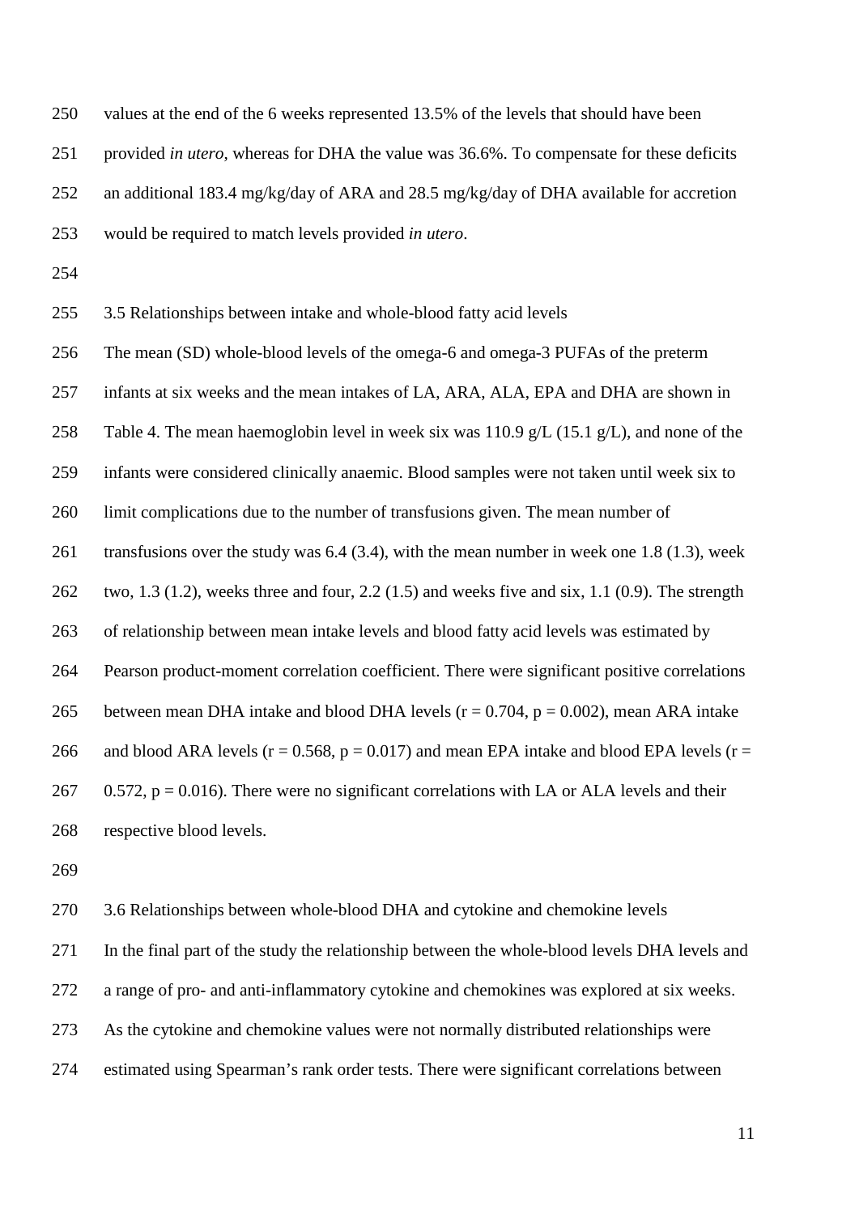values at the end of the 6 weeks represented 13.5% of the levels that should have been provided *in utero*, whereas for DHA the value was 36.6%. To compensate for these deficits an additional 183.4 mg/kg/day of ARA and 28.5 mg/kg/day of DHA available for accretion would be required to match levels provided *in utero*.

### 3.5 Relationships between intake and whole-blood fatty acid levels

The mean (SD) whole-blood levels of the omega-6 and omega-3 PUFAs of the preterm infants at six weeks and the mean intakes of LA, ARA, ALA, EPA and DHA are shown in Table 4. The mean haemoglobin level in week six was 110.9 g/L (15.1 g/L), and none of the infants were considered clinically anaemic. Blood samples were not taken until week six to limit complications due to the number of transfusions given. The mean number of transfusions over the study was 6.4 (3.4), with the mean number in week one 1.8 (1.3), week two, 1.3 (1.2), weeks three and four, 2.2 (1.5) and weeks five and six, 1.1 (0.9). The strength of relationship between mean intake levels and blood fatty acid levels was estimated by Pearson product-moment correlation coefficient. There were significant positive correlations between mean DHA intake and blood DHA levels ($r = 0.704$, $p = 0.002$), mean ARA intake and blood ARA levels ($r = 0.568$, $p = 0.017$) and mean EPA intake and blood EPA levels ($r = 0.572$, $p = 0.016$). There were no significant correlations with LA or ALA levels and their respective blood levels.

### 3.6 Relationships between whole-blood DHA and cytokine and chemokine levels

In the final part of the study the relationship between the whole-blood levels DHA levels and a range of pro- and anti-inflammatory cytokine and chemokines was explored at six weeks. As the cytokine and chemokine values were not normally distributed relationships were estimated using Spearman's rank order tests. There were significant correlations between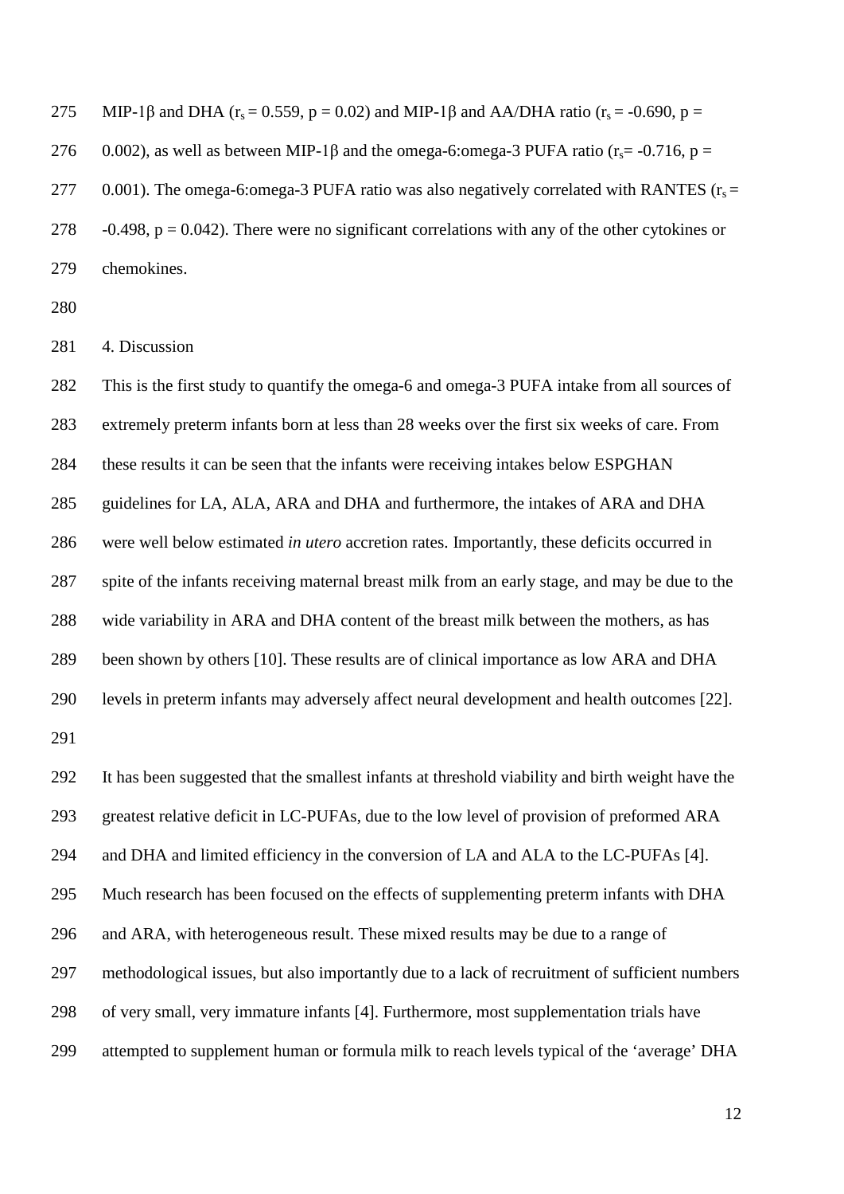MIP-1β and DHA ($r_s = 0.559$, $p = 0.02$) and MIP-1β and AA/DHA ratio ($r_s = -0.690$, $p = 0.002$), as well as between MIP-1β and the omega-6:omega-3 PUFA ratio ($r_s = -0.716$, $p = 0.001$). The omega-6:omega-3 PUFA ratio was also negatively correlated with RANTES ($r_s = -0.498$, $p = 0.042$). There were no significant correlations with any of the other cytokines or chemokines.

## 4. Discussion

This is the first study to quantify the omega-6 and omega-3 PUFA intake from all sources of extremely preterm infants born at less than 28 weeks over the first six weeks of care. From these results it can be seen that the infants were receiving intakes below ESPGHAN guidelines for LA, ALA, ARA and DHA and furthermore, the intakes of ARA and DHA were well below estimated *in utero* accretion rates. Importantly, these deficits occurred in spite of the infants receiving maternal breast milk from an early stage, and may be due to the wide variability in ARA and DHA content of the breast milk between the mothers, as has been shown by others [10]. These results are of clinical importance as low ARA and DHA levels in preterm infants may adversely affect neural development and health outcomes [22].

It has been suggested that the smallest infants at threshold viability and birth weight have the greatest relative deficit in LC-PUFAs, due to the low level of provision of preformed ARA and DHA and limited efficiency in the conversion of LA and ALA to the LC-PUFAs [4]. Much research has been focused on the effects of supplementing preterm infants with DHA and ARA, with heterogeneous result. These mixed results may be due to a range of methodological issues, but also importantly due to a lack of recruitment of sufficient numbers of very small, very immature infants [4]. Furthermore, most supplementation trials have attempted to supplement human or formula milk to reach levels typical of the 'average' DHA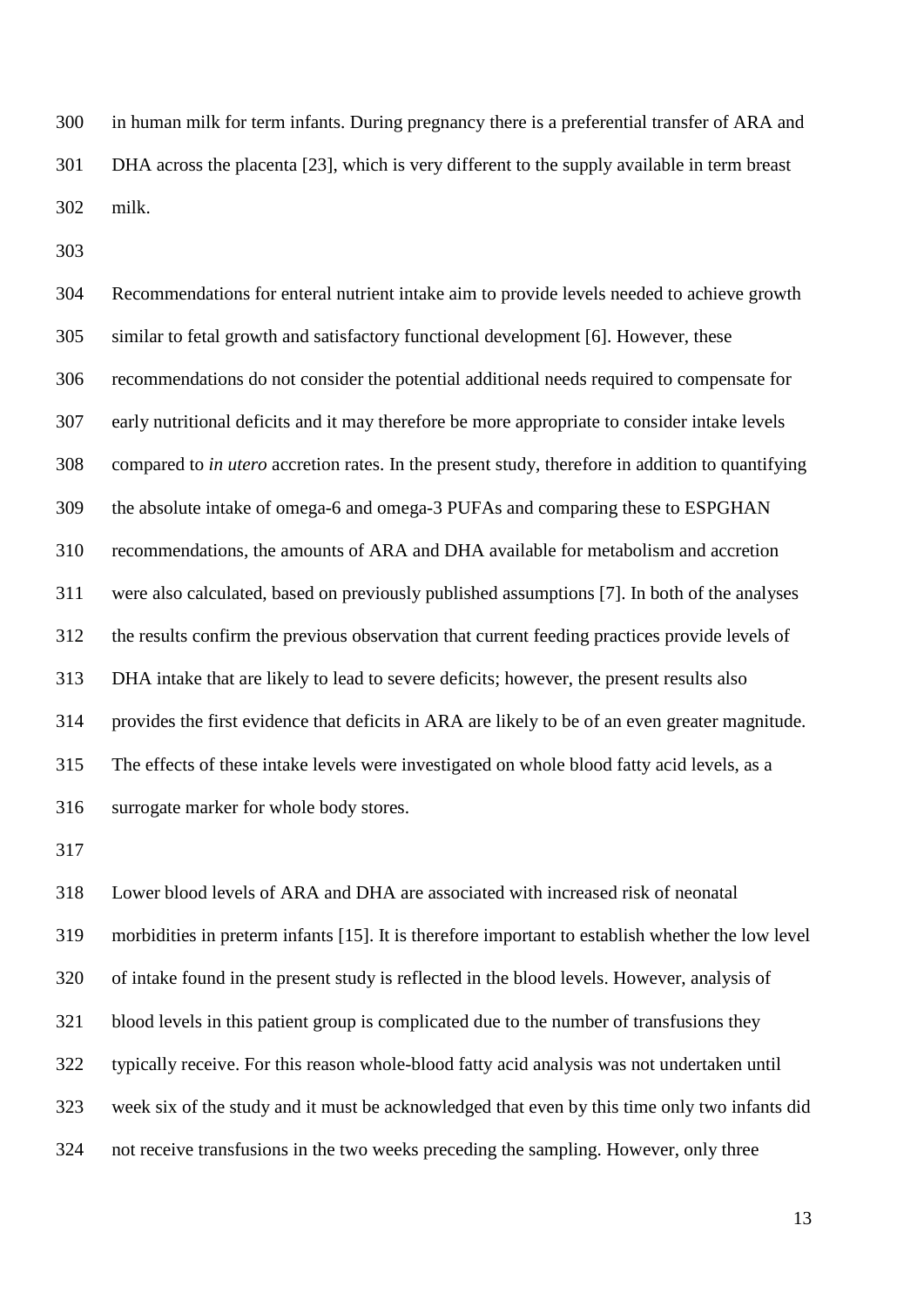in human milk for term infants. During pregnancy there is a preferential transfer of ARA and DHA across the placenta [23], which is very different to the supply available in term breast milk.

Recommendations for enteral nutrient intake aim to provide levels needed to achieve growth similar to fetal growth and satisfactory functional development [6]. However, these recommendations do not consider the potential additional needs required to compensate for early nutritional deficits and it may therefore be more appropriate to consider intake levels compared to *in utero* accretion rates. In the present study, therefore in addition to quantifying the absolute intake of omega-6 and omega-3 PUFAs and comparing these to ESPGHAN recommendations, the amounts of ARA and DHA available for metabolism and accretion were also calculated, based on previously published assumptions [7]. In both of the analyses the results confirm the previous observation that current feeding practices provide levels of DHA intake that are likely to lead to severe deficits; however, the present results also provides the first evidence that deficits in ARA are likely to be of an even greater magnitude. The effects of these intake levels were investigated on whole blood fatty acid levels, as a surrogate marker for whole body stores.

Lower blood levels of ARA and DHA are associated with increased risk of neonatal morbidities in preterm infants [15]. It is therefore important to establish whether the low level of intake found in the present study is reflected in the blood levels. However, analysis of blood levels in this patient group is complicated due to the number of transfusions they typically receive. For this reason whole-blood fatty acid analysis was not undertaken until week six of the study and it must be acknowledged that even by this time only two infants did not receive transfusions in the two weeks preceding the sampling. However, only three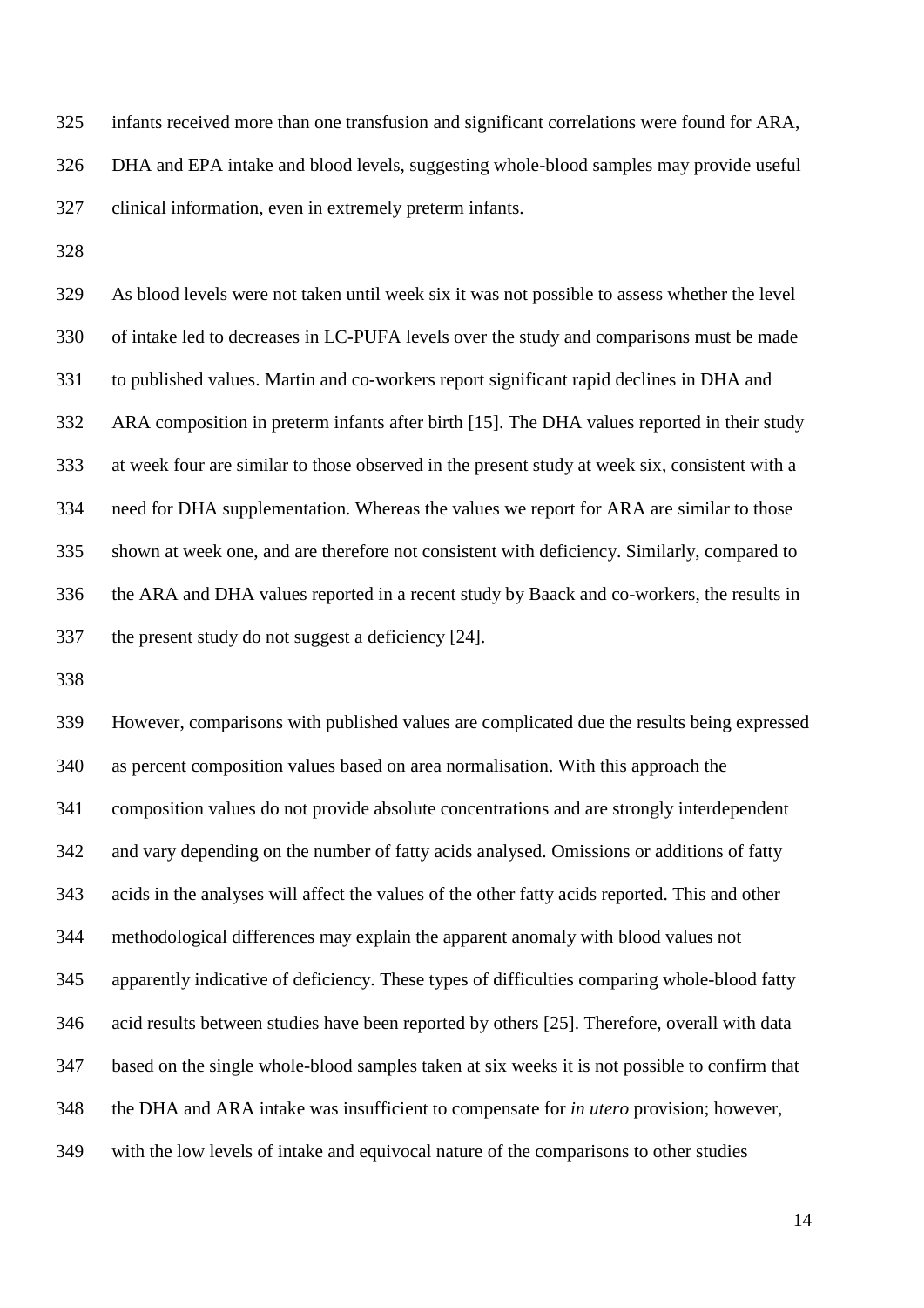infants received more than one transfusion and significant correlations were found for ARA, DHA and EPA intake and blood levels, suggesting whole-blood samples may provide useful clinical information, even in extremely preterm infants.

As blood levels were not taken until week six it was not possible to assess whether the level of intake led to decreases in LC-PUFA levels over the study and comparisons must be made to published values. Martin and co-workers report significant rapid declines in DHA and ARA composition in preterm infants after birth [15]. The DHA values reported in their study at week four are similar to those observed in the present study at week six, consistent with a need for DHA supplementation. Whereas the values we report for ARA are similar to those shown at week one, and are therefore not consistent with deficiency. Similarly, compared to the ARA and DHA values reported in a recent study by Baack and co-workers, the results in the present study do not suggest a deficiency [24].

However, comparisons with published values are complicated due the results being expressed as percent composition values based on area normalisation. With this approach the composition values do not provide absolute concentrations and are strongly interdependent and vary depending on the number of fatty acids analysed. Omissions or additions of fatty acids in the analyses will affect the values of the other fatty acids reported. This and other methodological differences may explain the apparent anomaly with blood values not apparently indicative of deficiency. These types of difficulties comparing whole-blood fatty acid results between studies have been reported by others [25]. Therefore, overall with data based on the single whole-blood samples taken at six weeks it is not possible to confirm that the DHA and ARA intake was insufficient to compensate for *in utero* provision; however, with the low levels of intake and equivocal nature of the comparisons to other studies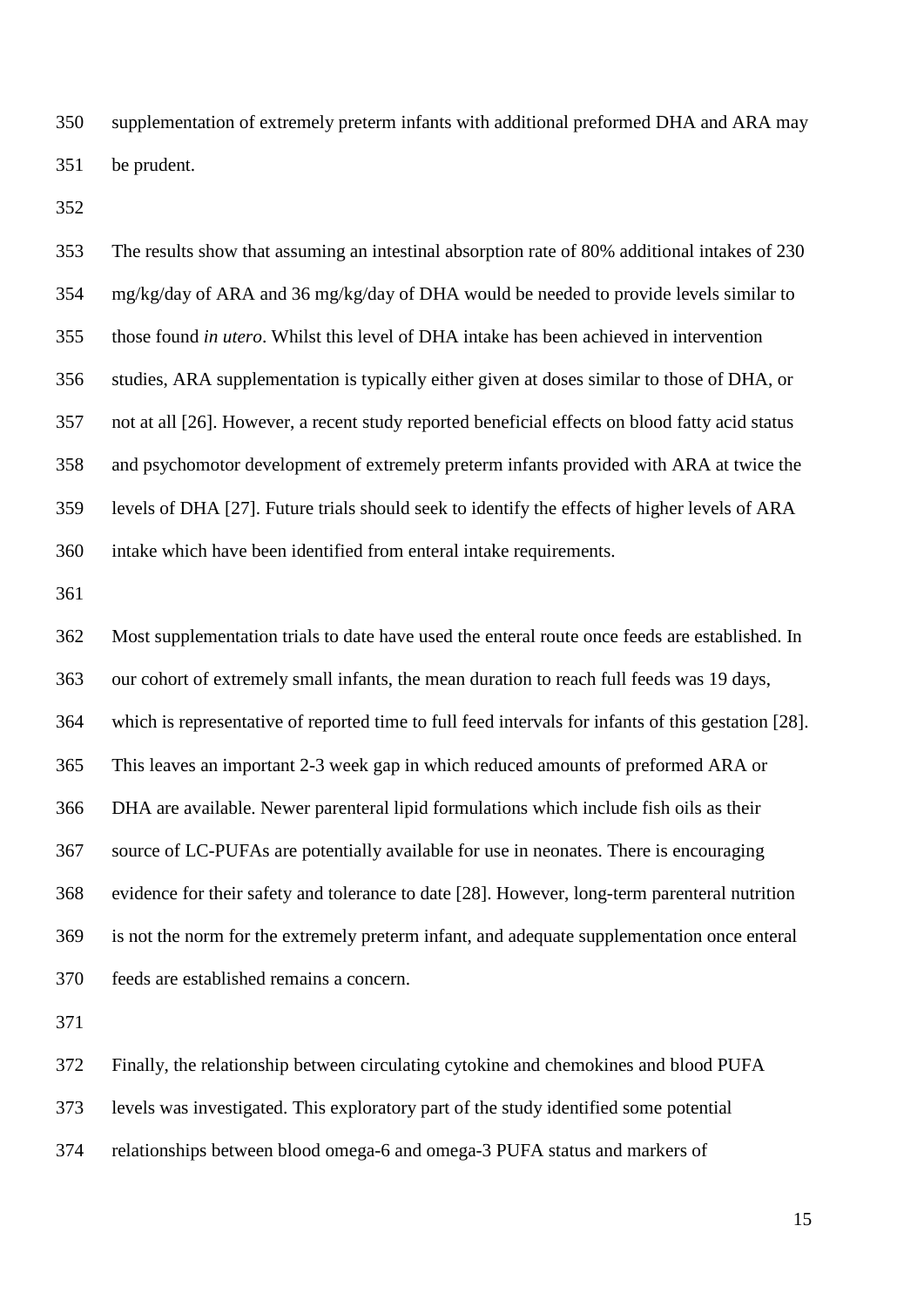supplementation of extremely preterm infants with additional preformed DHA and ARA may be prudent.

The results show that assuming an intestinal absorption rate of 80% additional intakes of 230 mg/kg/day of ARA and 36 mg/kg/day of DHA would be needed to provide levels similar to those found *in utero*. Whilst this level of DHA intake has been achieved in intervention studies, ARA supplementation is typically either given at doses similar to those of DHA, or not at all [26]. However, a recent study reported beneficial effects on blood fatty acid status and psychomotor development of extremely preterm infants provided with ARA at twice the levels of DHA [27]. Future trials should seek to identify the effects of higher levels of ARA intake which have been identified from enteral intake requirements.

Most supplementation trials to date have used the enteral route once feeds are established. In our cohort of extremely small infants, the mean duration to reach full feeds was 19 days, which is representative of reported time to full feed intervals for infants of this gestation [28]. This leaves an important 2-3 week gap in which reduced amounts of preformed ARA or DHA are available. Newer parenteral lipid formulations which include fish oils as their source of LC-PUFAs are potentially available for use in neonates. There is encouraging evidence for their safety and tolerance to date [28]. However, long-term parenteral nutrition is not the norm for the extremely preterm infant, and adequate supplementation once enteral feeds are established remains a concern.

Finally, the relationship between circulating cytokine and chemokines and blood PUFA levels was investigated. This exploratory part of the study identified some potential relationships between blood omega-6 and omega-3 PUFA status and markers of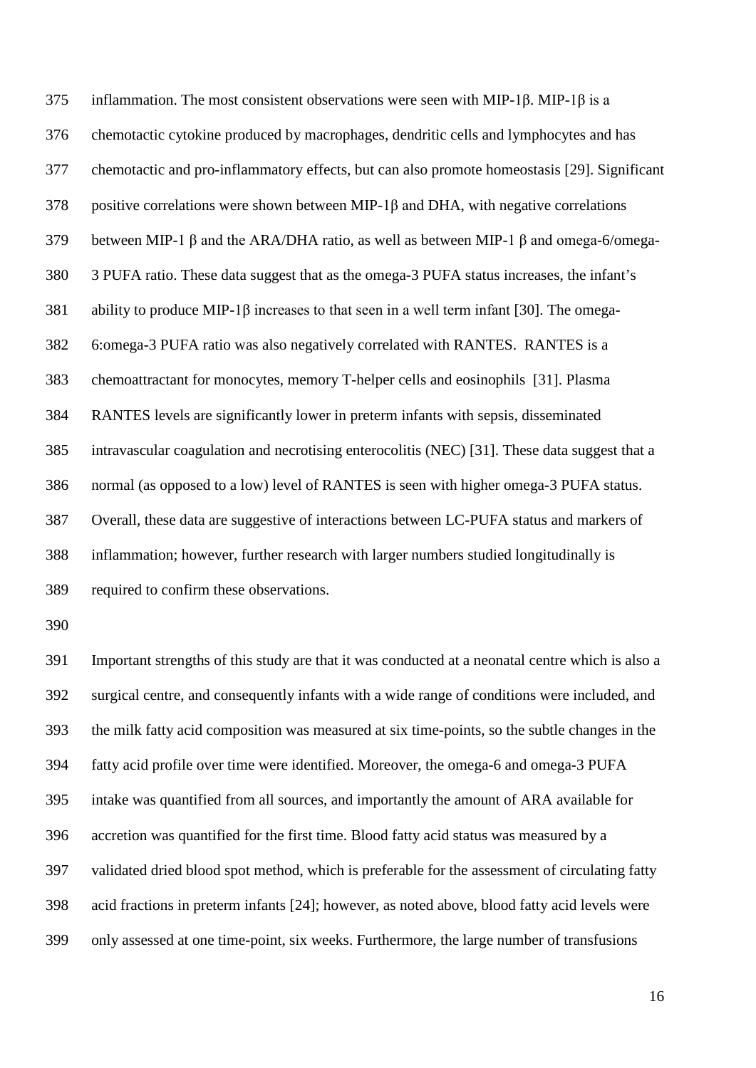inflammation. The most consistent observations were seen with MIP-1β. MIP-1β is a chemotactic cytokine produced by macrophages, dendritic cells and lymphocytes and has chemotactic and pro-inflammatory effects, but can also promote homeostasis [29]. Significant positive correlations were shown between MIP-1β and DHA, with negative correlations between MIP-1 β and the ARA/DHA ratio, as well as between MIP-1 β and omega-6/omega-3 PUFA ratio. These data suggest that as the omega-3 PUFA status increases, the infant's ability to produce MIP-1β increases to that seen in a well term infant [30]. The omega-6:omega-3 PUFA ratio was also negatively correlated with RANTES. RANTES is a chemoattractant for monocytes, memory T-helper cells and eosinophils [31]. Plasma RANTES levels are significantly lower in preterm infants with sepsis, disseminated intravascular coagulation and necrotising enterocolitis (NEC) [31]. These data suggest that a normal (as opposed to a low) level of RANTES is seen with higher omega-3 PUFA status. Overall, these data are suggestive of interactions between LC-PUFA status and markers of inflammation; however, further research with larger numbers studied longitudinally is required to confirm these observations.

Important strengths of this study are that it was conducted at a neonatal centre which is also a surgical centre, and consequently infants with a wide range of conditions were included, and the milk fatty acid composition was measured at six time-points, so the subtle changes in the fatty acid profile over time were identified. Moreover, the omega-6 and omega-3 PUFA intake was quantified from all sources, and importantly the amount of ARA available for accretion was quantified for the first time. Blood fatty acid status was measured by a validated dried blood spot method, which is preferable for the assessment of circulating fatty acid fractions in preterm infants [24]; however, as noted above, blood fatty acid levels were only assessed at one time-point, six weeks. Furthermore, the large number of transfusions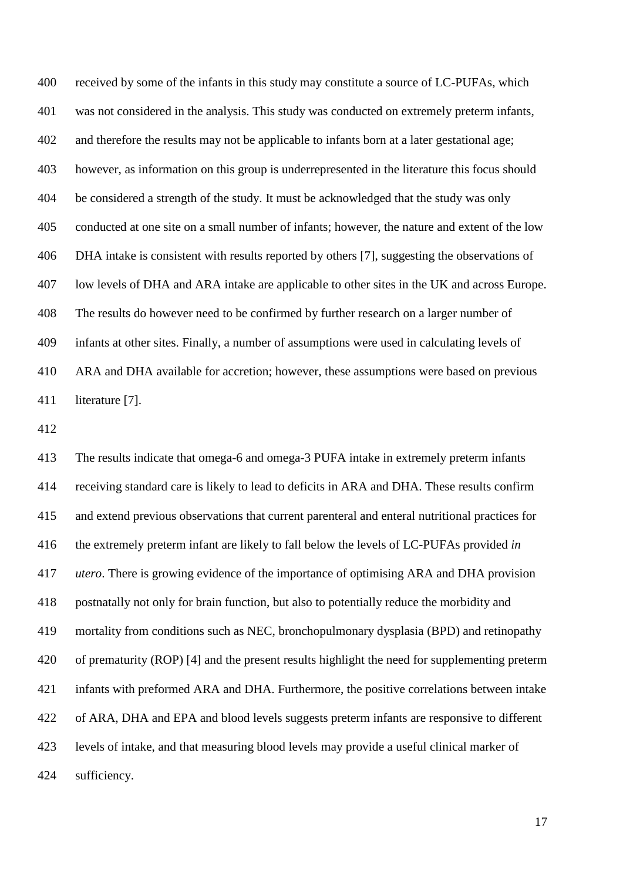received by some of the infants in this study may constitute a source of LC-PUFAs, which was not considered in the analysis. This study was conducted on extremely preterm infants, and therefore the results may not be applicable to infants born at a later gestational age; however, as information on this group is underrepresented in the literature this focus should be considered a strength of the study. It must be acknowledged that the study was only conducted at one site on a small number of infants; however, the nature and extent of the low DHA intake is consistent with results reported by others [7], suggesting the observations of low levels of DHA and ARA intake are applicable to other sites in the UK and across Europe. The results do however need to be confirmed by further research on a larger number of infants at other sites. Finally, a number of assumptions were used in calculating levels of ARA and DHA available for accretion; however, these assumptions were based on previous literature [7].

The results indicate that omega-6 and omega-3 PUFA intake in extremely preterm infants receiving standard care is likely to lead to deficits in ARA and DHA. These results confirm and extend previous observations that current parenteral and enteral nutritional practices for the extremely preterm infant are likely to fall below the levels of LC-PUFAs provided *in utero*. There is growing evidence of the importance of optimising ARA and DHA provision postnatally not only for brain function, but also to potentially reduce the morbidity and mortality from conditions such as NEC, bronchopulmonary dysplasia (BPD) and retinopathy of prematurity (ROP) [4] and the present results highlight the need for supplementing preterm infants with preformed ARA and DHA. Furthermore, the positive correlations between intake of ARA, DHA and EPA and blood levels suggests preterm infants are responsive to different levels of intake, and that measuring blood levels may provide a useful clinical marker of sufficiency.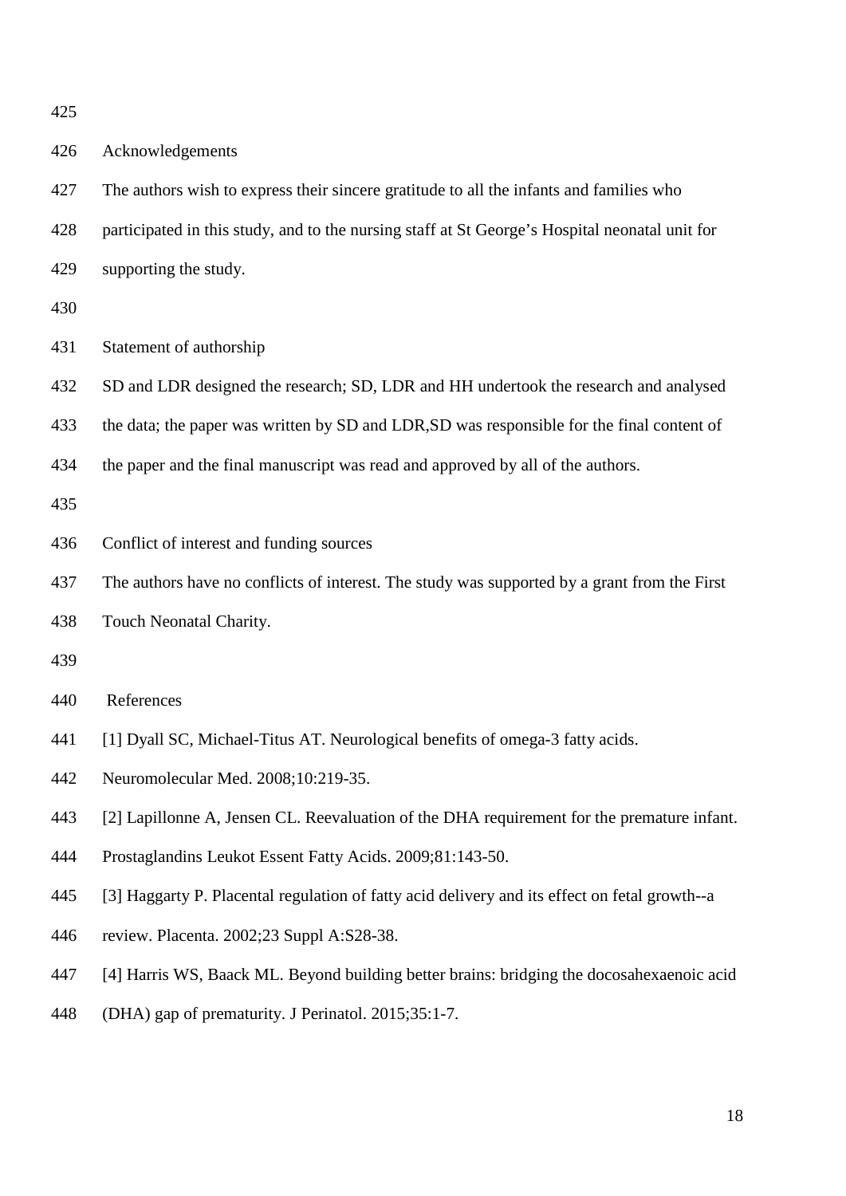## Acknowledgements

The authors wish to express their sincere gratitude to all the infants and families who participated in this study, and to the nursing staff at St George's Hospital neonatal unit for supporting the study.

## Statement of authorship

SD and LDR designed the research; SD, LDR and HH undertook the research and analysed the data; the paper was written by SD and LDR,SD was responsible for the final content of the paper and the final manuscript was read and approved by all of the authors.

## Conflict of interest and funding sources

The authors have no conflicts of interest. The study was supported by a grant from the First Touch Neonatal Charity.

## References

[1] Dyall SC, Michael-Titus AT. Neurological benefits of omega-3 fatty acids. Neuromolecular Med. 2008;10:219-35.

[2] Lapillonne A, Jensen CL. Reevaluation of the DHA requirement for the premature infant. Prostaglandins Leukot Essent Fatty Acids. 2009;81:143-50.

[3] Haggarty P. Placental regulation of fatty acid delivery and its effect on fetal growth--a review. Placenta. 2002;23 Suppl A:S28-38.

[4] Harris WS, Baack ML. Beyond building better brains: bridging the docosahexaenoic acid (DHA) gap of prematurity. J Perinatol. 2015;35:1-7.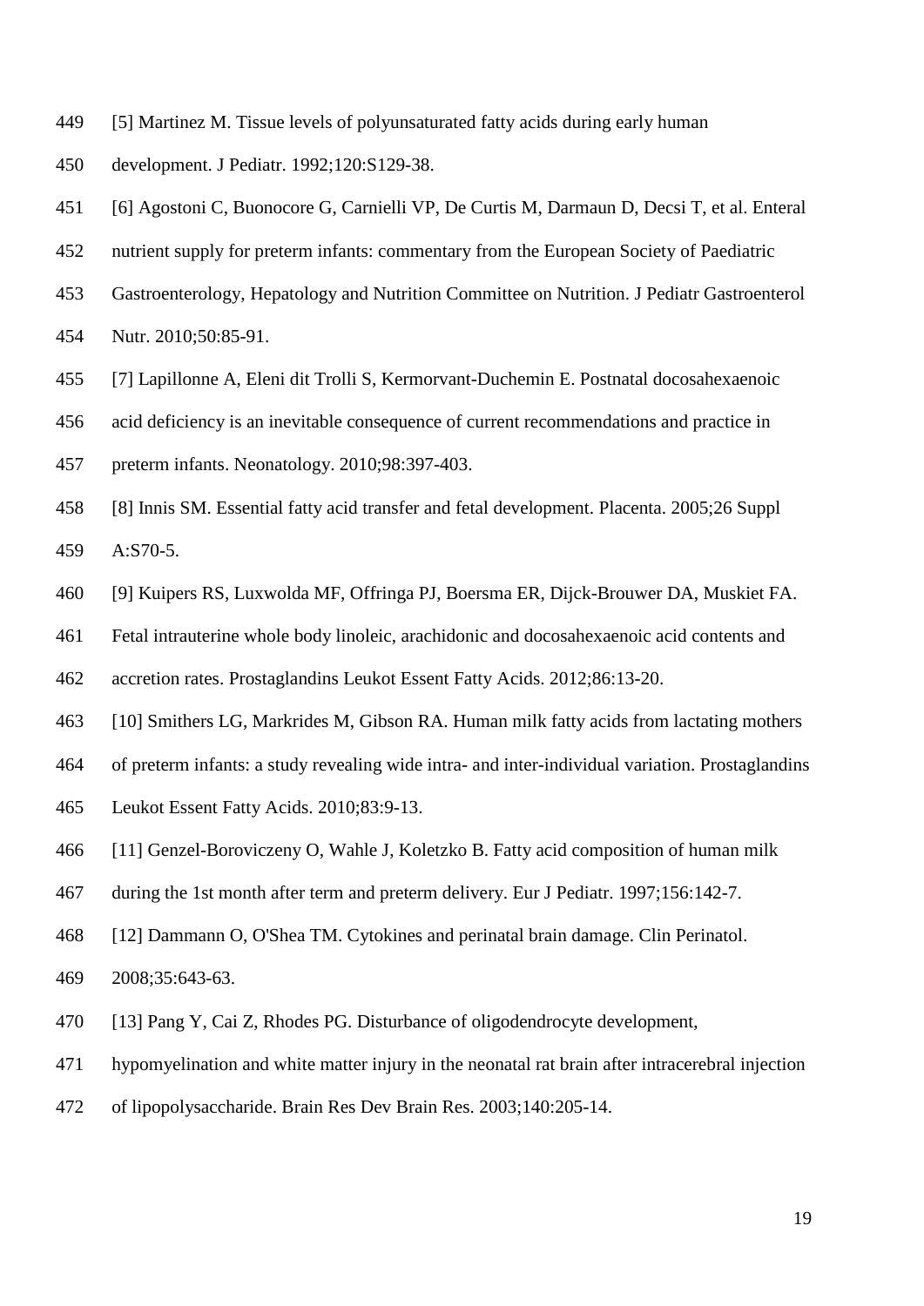[5] Martinez M. Tissue levels of polyunsaturated fatty acids during early human development. J Pediatr. 1992;120:S129-38.

[6] Agostoni C, Buonocore G, Carnielli VP, De Curtis M, Darmaun D, Decsi T, et al. Enteral nutrient supply for preterm infants: commentary from the European Society of Paediatric Gastroenterology, Hepatology and Nutrition Committee on Nutrition. J Pediatr Gastroenterol Nutr. 2010;50:85-91.

[7] Lapillonne A, Eleni dit Trolli S, Kermorvant-Duchemin E. Postnatal docosahexaenoic acid deficiency is an inevitable consequence of current recommendations and practice in preterm infants. Neonatology. 2010;98:397-403.

[8] Innis SM. Essential fatty acid transfer and fetal development. Placenta. 2005;26 Suppl A:S70-5.

[9] Kuipers RS, Luxwolda MF, Offringa PJ, Boersma ER, Dijck-Brouwer DA, Muskiet FA. Fetal intrauterine whole body linoleic, arachidonic and docosahexaenoic acid contents and accretion rates. Prostaglandins Leukot Essent Fatty Acids. 2012;86:13-20.

[10] Smithers LG, Markrides M, Gibson RA. Human milk fatty acids from lactating mothers of preterm infants: a study revealing wide intra- and inter-individual variation. Prostaglandins Leukot Essent Fatty Acids. 2010;83:9-13.

[11] Genzel-Boroviczeny O, Wahle J, Koletzko B. Fatty acid composition of human milk during the 1st month after term and preterm delivery. Eur J Pediatr. 1997;156:142-7.

[12] Dammann O, O'Shea TM. Cytokines and perinatal brain damage. Clin Perinatol. 2008;35:643-63.

[13] Pang Y, Cai Z, Rhodes PG. Disturbance of oligodendrocyte development, hypomyelination and white matter injury in the neonatal rat brain after intracerebral injection of lipopolysaccharide. Brain Res Dev Brain Res. 2003;140:205-14.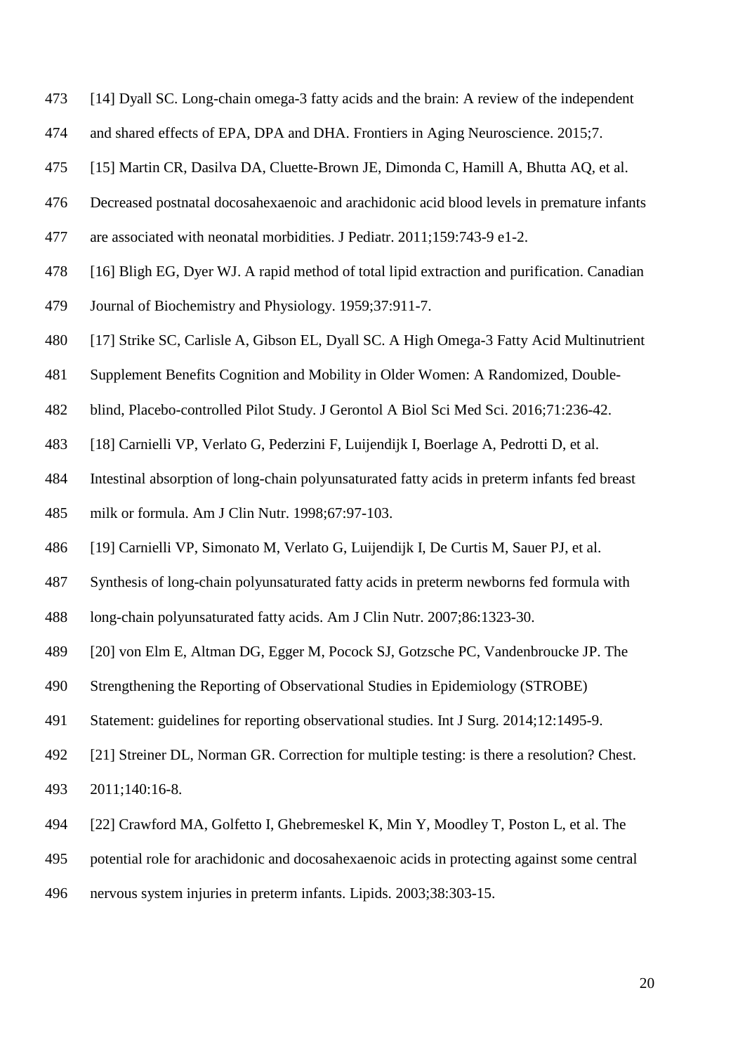[14] Dyall SC. Long-chain omega-3 fatty acids and the brain: A review of the independent and shared effects of EPA, DPA and DHA. Frontiers in Aging Neuroscience. 2015;7.

[15] Martin CR, Dasilva DA, Cluette-Brown JE, Dimonda C, Hamill A, Bhutta AQ, et al. Decreased postnatal docosahexaenoic and arachidonic acid blood levels in premature infants are associated with neonatal morbidities. J Pediatr. 2011;159:743-9 e1-2.

[16] Bligh EG, Dyer WJ. A rapid method of total lipid extraction and purification. Canadian Journal of Biochemistry and Physiology. 1959;37:911-7.

[17] Strike SC, Carlisle A, Gibson EL, Dyall SC. A High Omega-3 Fatty Acid Multinutrient Supplement Benefits Cognition and Mobility in Older Women: A Randomized, Double-blind, Placebo-controlled Pilot Study. J Gerontol A Biol Sci Med Sci. 2016;71:236-42.

[18] Carnielli VP, Verlato G, Pederzini F, Luijendijk I, Boerlage A, Pedrotti D, et al. Intestinal absorption of long-chain polyunsaturated fatty acids in preterm infants fed breast milk or formula. Am J Clin Nutr. 1998;67:97-103.

[19] Carnielli VP, Simonato M, Verlato G, Luijendijk I, De Curtis M, Sauer PJ, et al. Synthesis of long-chain polyunsaturated fatty acids in preterm newborns fed formula with long-chain polyunsaturated fatty acids. Am J Clin Nutr. 2007;86:1323-30.

[20] von Elm E, Altman DG, Egger M, Pocock SJ, Gotzsche PC, Vandenbroucke JP. The Strengthening the Reporting of Observational Studies in Epidemiology (STROBE) Statement: guidelines for reporting observational studies. Int J Surg. 2014;12:1495-9.

[21] Streiner DL, Norman GR. Correction for multiple testing: is there a resolution? Chest. 2011;140:16-8.

[22] Crawford MA, Golfetto I, Ghebremeskel K, Min Y, Moodley T, Poston L, et al. The potential role for arachidonic and docosahexaenoic acids in protecting against some central nervous system injuries in preterm infants. Lipids. 2003;38:303-15.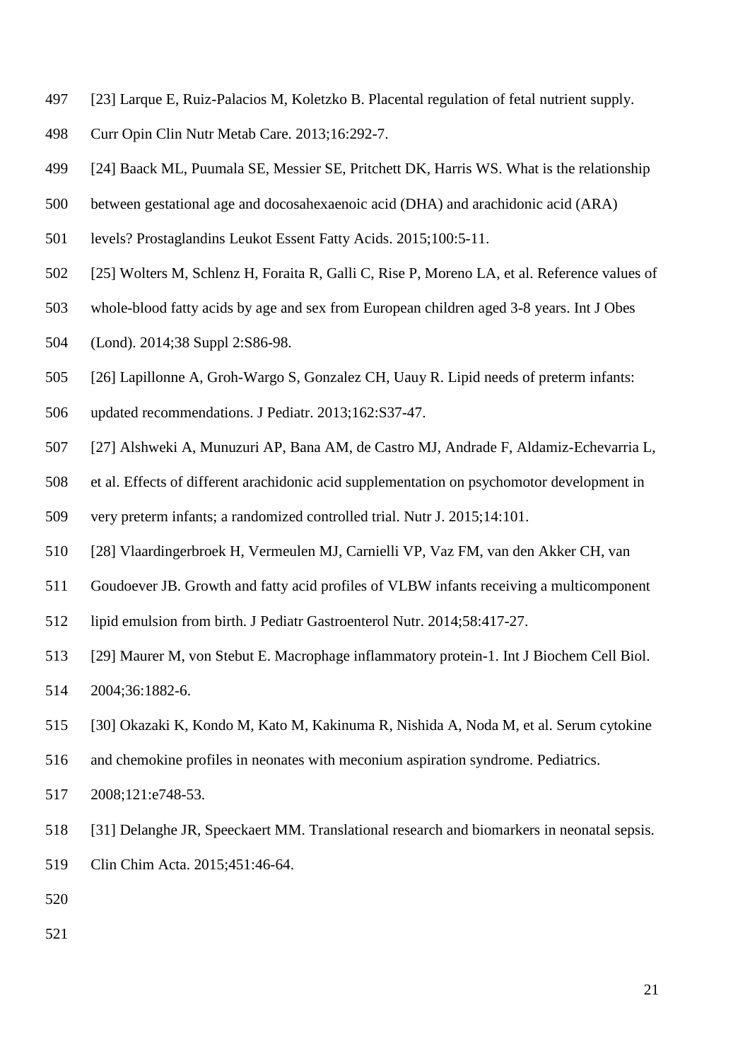[23] Larque E, Ruiz-Palacios M, Koletzko B. Placental regulation of fetal nutrient supply. Curr Opin Clin Nutr Metab Care. 2013;16:292-7.

[24] Baack ML, Puumala SE, Messier SE, Pritchett DK, Harris WS. What is the relationship between gestational age and docosahexaenoic acid (DHA) and arachidonic acid (ARA) levels? Prostaglandins Leukot Essent Fatty Acids. 2015;100:5-11.

[25] Wolters M, Schlenz H, Foraita R, Galli C, Rise P, Moreno LA, et al. Reference values of whole-blood fatty acids by age and sex from European children aged 3-8 years. Int J Obes (Lond). 2014;38 Suppl 2:S86-98.

[26] Lapillonne A, Groh-Wargo S, Gonzalez CH, Uauy R. Lipid needs of preterm infants: updated recommendations. J Pediatr. 2013;162:S37-47.

[27] Alshweki A, Munuzuri AP, Bana AM, de Castro MJ, Andrade F, Aldamiz-Echevarria L, et al. Effects of different arachidonic acid supplementation on psychomotor development in very preterm infants; a randomized controlled trial. Nutr J. 2015;14:101.

[28] Vlaardingerbroek H, Vermeulen MJ, Carnielli VP, Vaz FM, van den Akker CH, van Goudoever JB. Growth and fatty acid profiles of VLBW infants receiving a multicomponent lipid emulsion from birth. J Pediatr Gastroenterol Nutr. 2014;58:417-27.

[29] Maurer M, von Stebut E. Macrophage inflammatory protein-1. Int J Biochem Cell Biol. 2004;36:1882-6.

[30] Okazaki K, Kondo M, Kato M, Kakinuma R, Nishida A, Noda M, et al. Serum cytokine and chemokine profiles in neonates with meconium aspiration syndrome. Pediatrics. 2008;121:e748-53.

[31] Delanghe JR, Speeckaert MM. Translational research and biomarkers in neonatal sepsis. Clin Chim Acta. 2015;451:46-64.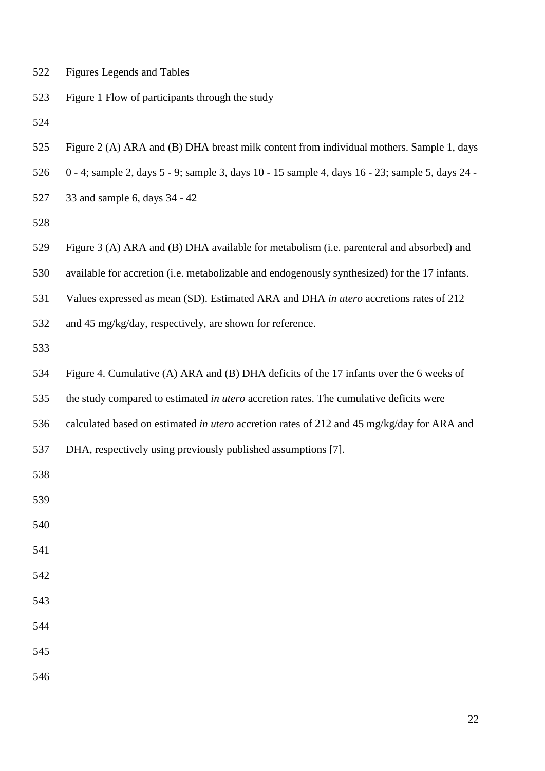## Figures Legends and Tables

Figure 1 Flow of participants through the study

Figure 2 (A) ARA and (B) DHA breast milk content from individual mothers. Sample 1, days 0 - 4; sample 2, days 5 - 9; sample 3, days 10 - 15 sample 4, days 16 - 23; sample 5, days 24 - 33 and sample 6, days 34 - 42

Figure 3 (A) ARA and (B) DHA available for metabolism (i.e. parenteral and absorbed) and available for accretion (i.e. metabolizable and endogenously synthesized) for the 17 infants. Values expressed as mean (SD). Estimated ARA and DHA *in utero* accretions rates of 212 and 45 mg/kg/day, respectively, are shown for reference.

Figure 4. Cumulative (A) ARA and (B) DHA deficits of the 17 infants over the 6 weeks of the study compared to estimated *in utero* accretion rates. The cumulative deficits were calculated based on estimated *in utero* accretion rates of 212 and 45 mg/kg/day for ARA and DHA, respectively using previously published assumptions [7].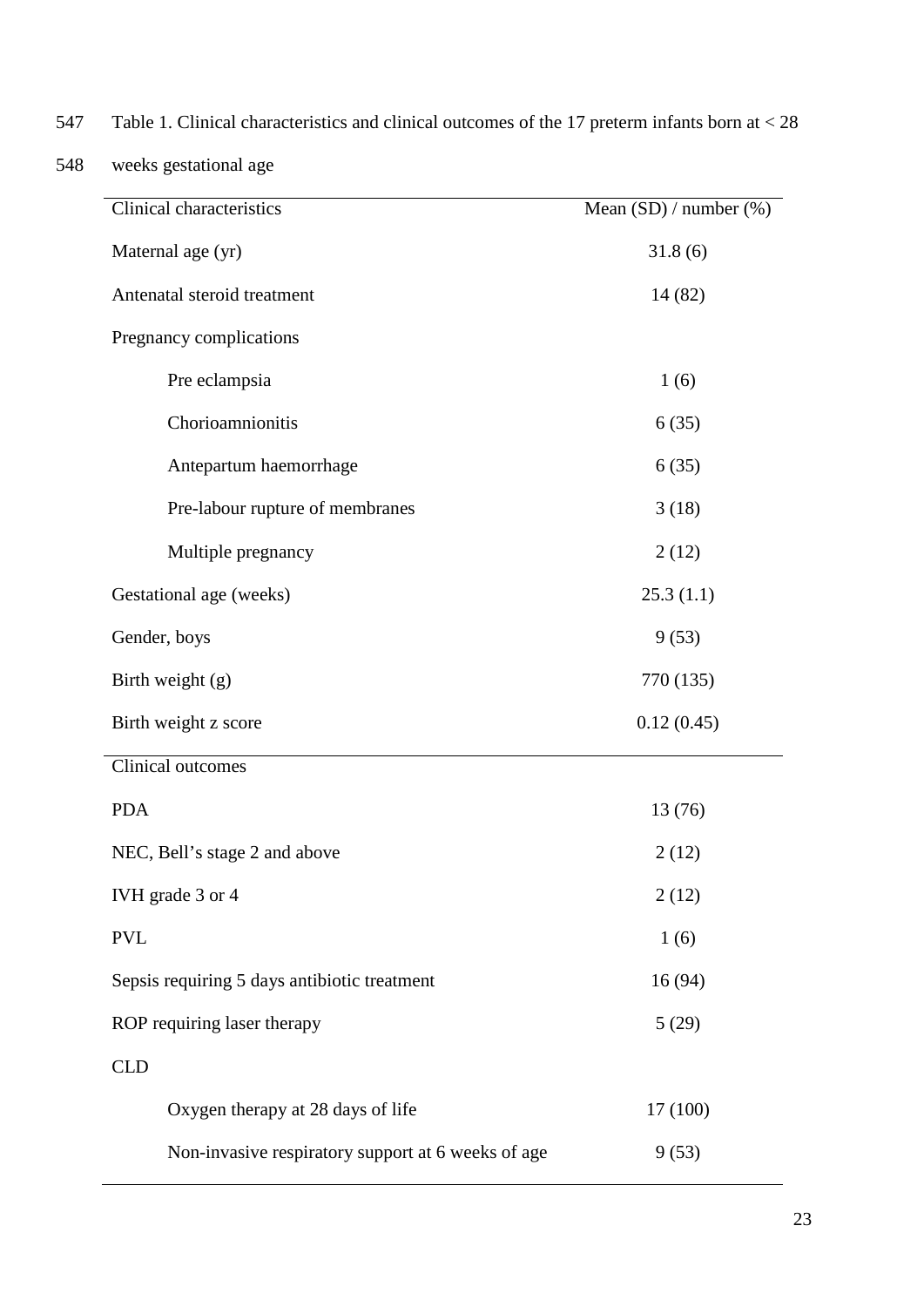Table 1. Clinical characteristics and clinical outcomes of the 17 preterm infants born at < 28 weeks gestational age

| Clinical characteristics | Mean (SD) / number (%) |
|---|---|
| Maternal age (yr) | 31.8 (6) |
| Antenatal steroid treatment | 14 (82) |
| Pregnancy complications | |
| Pre eclampsia | 1 (6) |
| Chorioamnionitis | 6 (35) |
| Antepartum haemorrhage | 6 (35) |
| Pre-labour rupture of membranes | 3 (18) |
| Multiple pregnancy | 2 (12) |
| Gestational age (weeks) | 25.3 (1.1) |
| Gender, boys | 9 (53) |
| Birth weight (g) | 770 (135) |
| Birth weight z score | 0.12 (0.45) |
| **Clinical outcomes** | |
| PDA | 13 (76) |
| NEC, Bell's stage 2 and above | 2 (12) |
| IVH grade 3 or 4 | 2 (12) |
| PVL | 1 (6) |
| Sepsis requiring 5 days antibiotic treatment | 16 (94) |
| ROP requiring laser therapy | 5 (29) |
| CLD | |
| Oxygen therapy at 28 days of life | 17 (100) |
| Non-invasive respiratory support at 6 weeks of age | 9 (53) |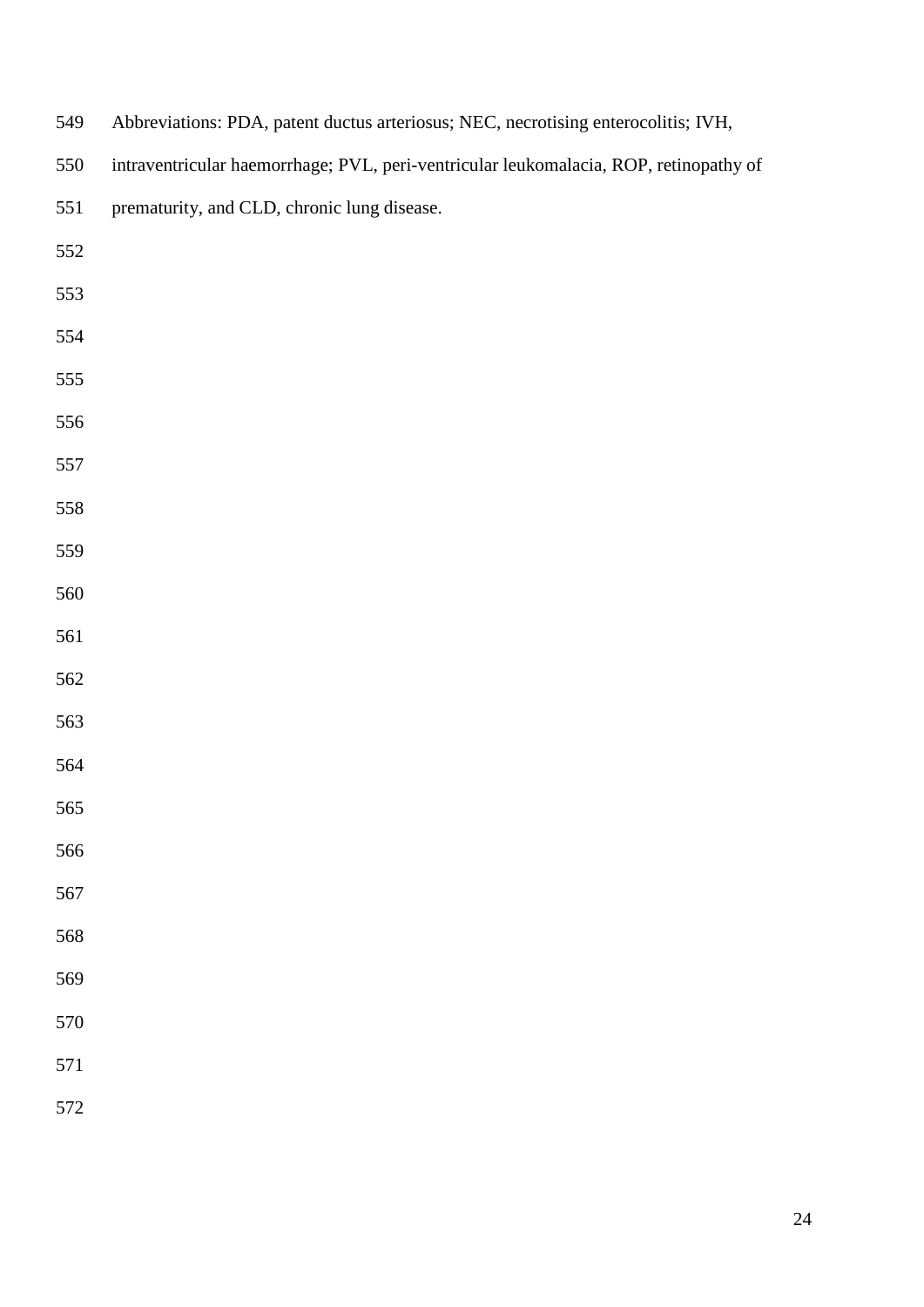Abbreviations: PDA, patent ductus arteriosus; NEC, necrotising enterocolitis; IVH, intraventricular haemorrhage; PVL, peri-ventricular leukomalacia, ROP, retinopathy of prematurity, and CLD, chronic lung disease.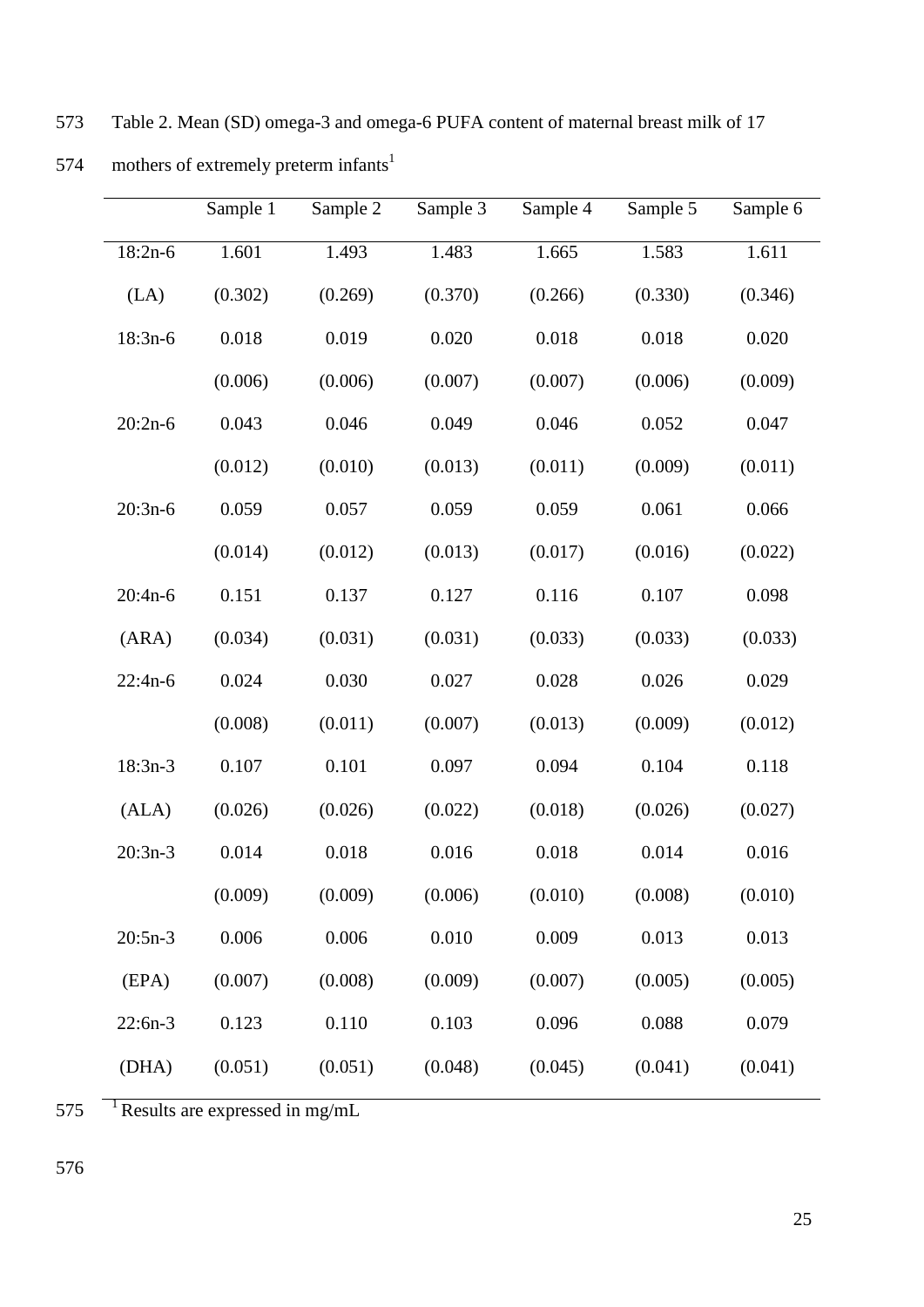Table 2. Mean (SD) omega-3 and omega-6 PUFA content of maternal breast milk of 17 mothers of extremely preterm infants[1]

| | Sample 1 | Sample 2 | Sample 3 | Sample 4 | Sample 5 | Sample 6 |
|---|---|---|---|---|---|---|
| 18:2n-6 | 1.601 | 1.493 | 1.483 | 1.665 | 1.583 | 1.611 |
| (LA) | (0.302) | (0.269) | (0.370) | (0.266) | (0.330) | (0.346) |
| 18:3n-6 | 0.018 | 0.019 | 0.020 | 0.018 | 0.018 | 0.020 |
| | (0.006) | (0.006) | (0.007) | (0.007) | (0.006) | (0.009) |
| 20:2n-6 | 0.043 | 0.046 | 0.049 | 0.046 | 0.052 | 0.047 |
| | (0.012) | (0.010) | (0.013) | (0.011) | (0.009) | (0.011) |
| 20:3n-6 | 0.059 | 0.057 | 0.059 | 0.059 | 0.061 | 0.066 |
| | (0.014) | (0.012) | (0.013) | (0.017) | (0.016) | (0.022) |
| 20:4n-6 | 0.151 | 0.137 | 0.127 | 0.116 | 0.107 | 0.098 |
| (ARA) | (0.034) | (0.031) | (0.031) | (0.033) | (0.033) | (0.033) |
| 22:4n-6 | 0.024 | 0.030 | 0.027 | 0.028 | 0.026 | 0.029 |
| | (0.008) | (0.011) | (0.007) | (0.013) | (0.009) | (0.012) |
| 18:3n-3 | 0.107 | 0.101 | 0.097 | 0.094 | 0.104 | 0.118 |
| (ALA) | (0.026) | (0.026) | (0.022) | (0.018) | (0.026) | (0.027) |
| 20:3n-3 | 0.014 | 0.018 | 0.016 | 0.018 | 0.014 | 0.016 |
| | (0.009) | (0.009) | (0.006) | (0.010) | (0.008) | (0.010) |
| 20:5n-3 | 0.006 | 0.006 | 0.010 | 0.009 | 0.013 | 0.013 |
| (EPA) | (0.007) | (0.008) | (0.009) | (0.007) | (0.005) | (0.005) |
| 22:6n-3 | 0.123 | 0.110 | 0.103 | 0.096 | 0.088 | 0.079 |
| (DHA) | (0.051) | (0.051) | (0.048) | (0.045) | (0.041) | (0.041) |

[1] Results are expressed in mg/mL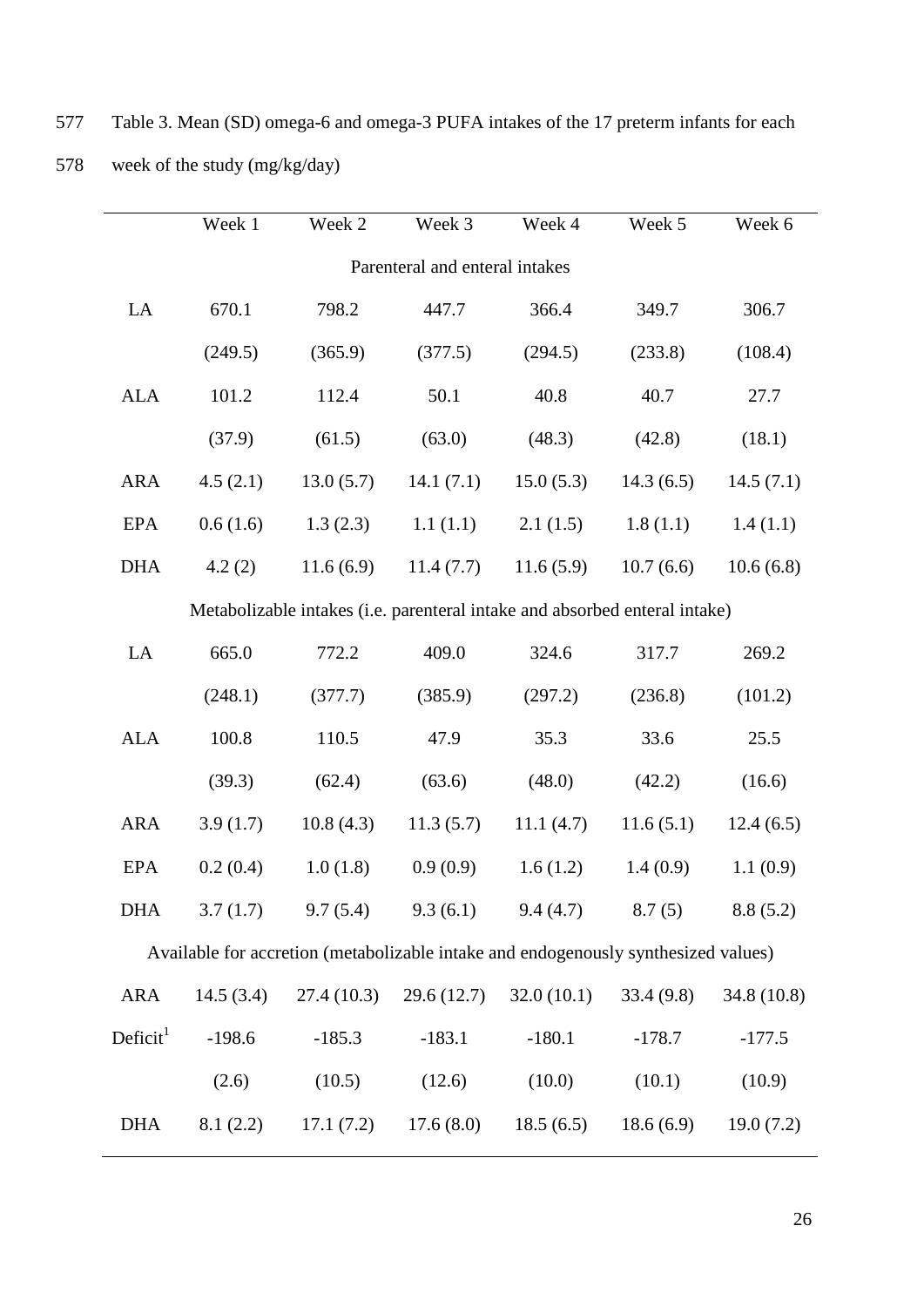Table 3. Mean (SD) omega-6 and omega-3 PUFA intakes of the 17 preterm infants for each week of the study (mg/kg/day)

| | Week 1 | Week 2 | Week 3 | Week 4 | Week 5 | Week 6 |
|---|---|---|---|---|---|---|
| **Parenteral and enteral intakes** | | | | | | |
| LA | 670.1 (249.5) | 798.2 (365.9) | 447.7 (377.5) | 366.4 (294.5) | 349.7 (233.8) | 306.7 (108.4) |
| ALA | 101.2 (37.9) | 112.4 (61.5) | 50.1 (63.0) | 40.8 (48.3) | 40.7 (42.8) | 27.7 (18.1) |
| ARA | 4.5 (2.1) | 13.0 (5.7) | 14.1 (7.1) | 15.0 (5.3) | 14.3 (6.5) | 14.5 (7.1) |
| EPA | 0.6 (1.6) | 1.3 (2.3) | 1.1 (1.1) | 2.1 (1.5) | 1.8 (1.1) | 1.4 (1.1) |
| DHA | 4.2 (2) | 11.6 (6.9) | 11.4 (7.7) | 11.6 (5.9) | 10.7 (6.6) | 10.6 (6.8) |
| **Metabolizable intakes (i.e. parenteral intake and absorbed enteral intake)** | | | | | | |
| LA | 665.0 (248.1) | 772.2 (377.7) | 409.0 (385.9) | 324.6 (297.2) | 317.7 (236.8) | 269.2 (101.2) |
| ALA | 100.8 (39.3) | 110.5 (62.4) | 47.9 (63.6) | 35.3 (48.0) | 33.6 (42.2) | 25.5 (16.6) |
| ARA | 3.9 (1.7) | 10.8 (4.3) | 11.3 (5.7) | 11.1 (4.7) | 11.6 (5.1) | 12.4 (6.5) |
| EPA | 0.2 (0.4) | 1.0 (1.8) | 0.9 (0.9) | 1.6 (1.2) | 1.4 (0.9) | 1.1 (0.9) |
| DHA | 3.7 (1.7) | 9.7 (5.4) | 9.3 (6.1) | 9.4 (4.7) | 8.7 (5) | 8.8 (5.2) |
| **Available for accretion (metabolizable intake and endogenously synthesized values)** | | | | | | |
| ARA | 14.5 (3.4) | 27.4 (10.3) | 29.6 (12.7) | 32.0 (10.1) | 33.4 (9.8) | 34.8 (10.8) |
| Deficit[1] | -198.6 (2.6) | -185.3 (10.5) | -183.1 (12.6) | -180.1 (10.0) | -178.7 (10.1) | -177.5 (10.9) |
| DHA | 8.1 (2.2) | 17.1 (7.2) | 17.6 (8.0) | 18.5 (6.5) | 18.6 (6.9) | 19.0 (7.2) |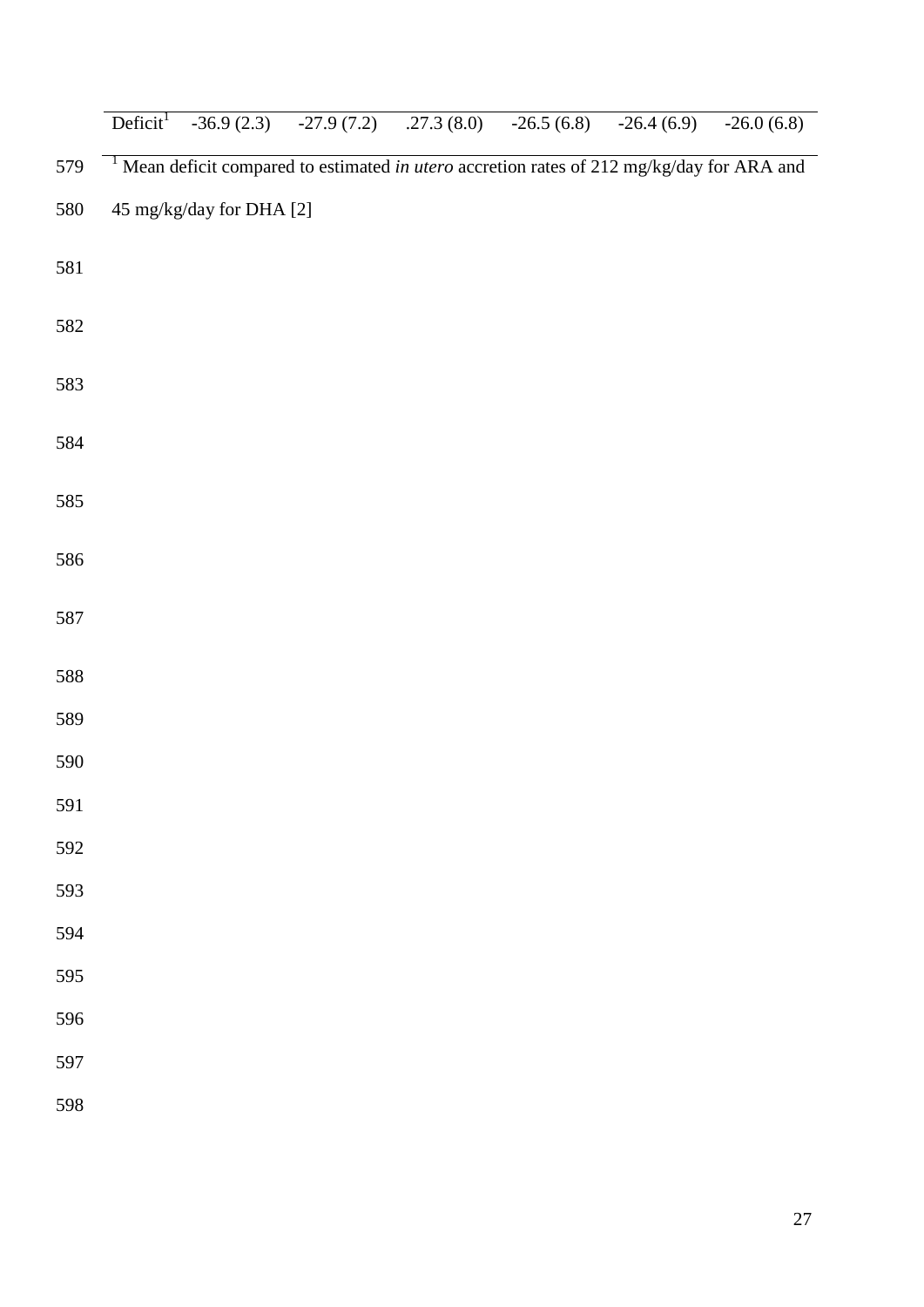| | | | | | | |
|---|---|---|---|---|---|---|
| Deficit[1] | -36.9 (2.3) | -27.9 (7.2) | .27.3 (8.0) | -26.5 (6.8) | -26.4 (6.9) | -26.0 (6.8) |

[1] Mean deficit compared to estimated *in utero* accretion rates of 212 mg/kg/day for ARA and 45 mg/kg/day for DHA [2]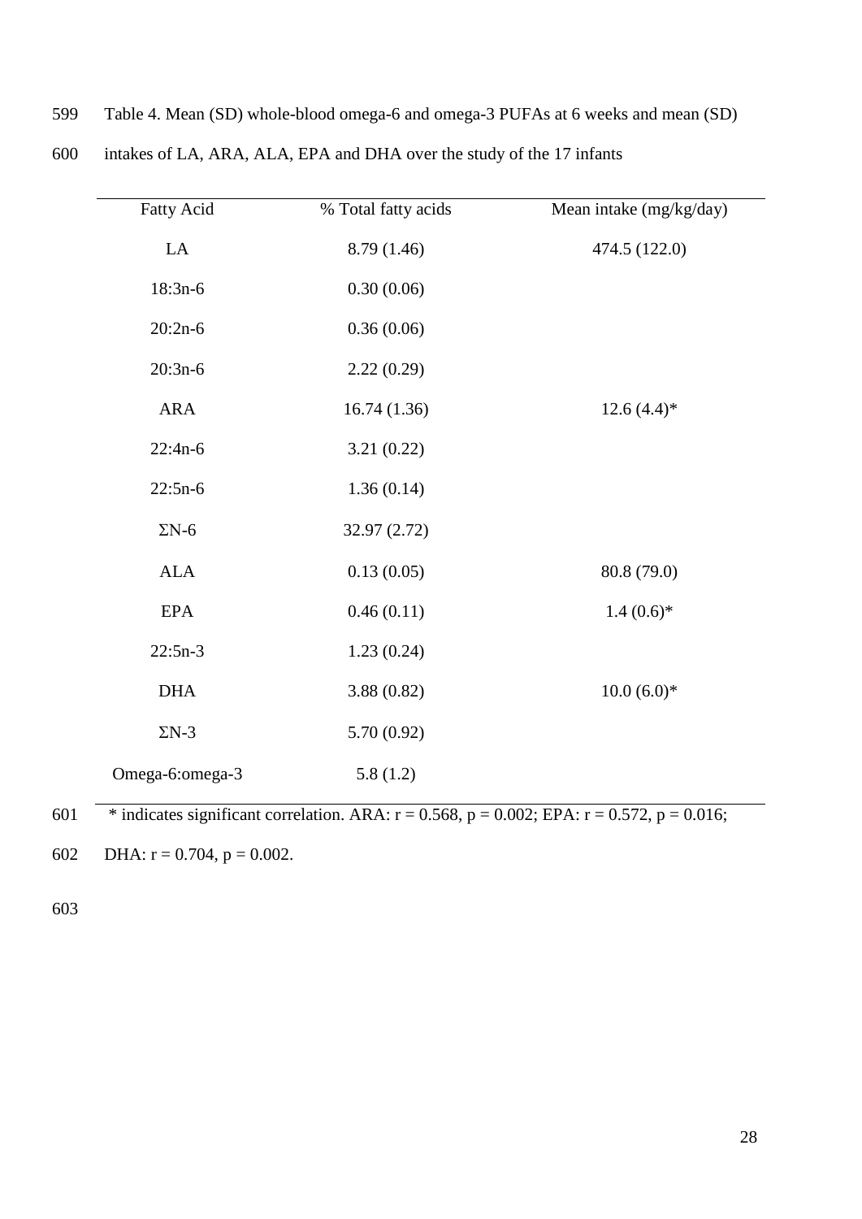Table 4. Mean (SD) whole-blood omega-6 and omega-3 PUFAs at 6 weeks and mean (SD) intakes of LA, ARA, ALA, EPA and DHA over the study of the 17 infants

| Fatty Acid | % Total fatty acids | Mean intake (mg/kg/day) |
|---|---|---|
| LA | 8.79 (1.46) | 474.5 (122.0) |
| 18:3n-6 | 0.30 (0.06) | |
| 20:2n-6 | 0.36 (0.06) | |
| 20:3n-6 | 2.22 (0.29) | |
| ARA | 16.74 (1.36) | 12.6 (4.4)* |
| 22:4n-6 | 3.21 (0.22) | |
| 22:5n-6 | 1.36 (0.14) | |
| ΣN-6 | 32.97 (2.72) | |
| ALA | 0.13 (0.05) | 80.8 (79.0) |
| EPA | 0.46 (0.11) | 1.4 (0.6)* |
| 22:5n-3 | 1.23 (0.24) | |
| DHA | 3.88 (0.82) | 10.0 (6.0)* |
| ΣN-3 | 5.70 (0.92) | |
| Omega-6:omega-3 | 5.8 (1.2) | |

* indicates significant correlation. ARA: $r = 0.568$, $p = 0.002$; EPA: $r = 0.572$, $p = 0.016$; DHA: $r = 0.704$, $p = 0.002$.